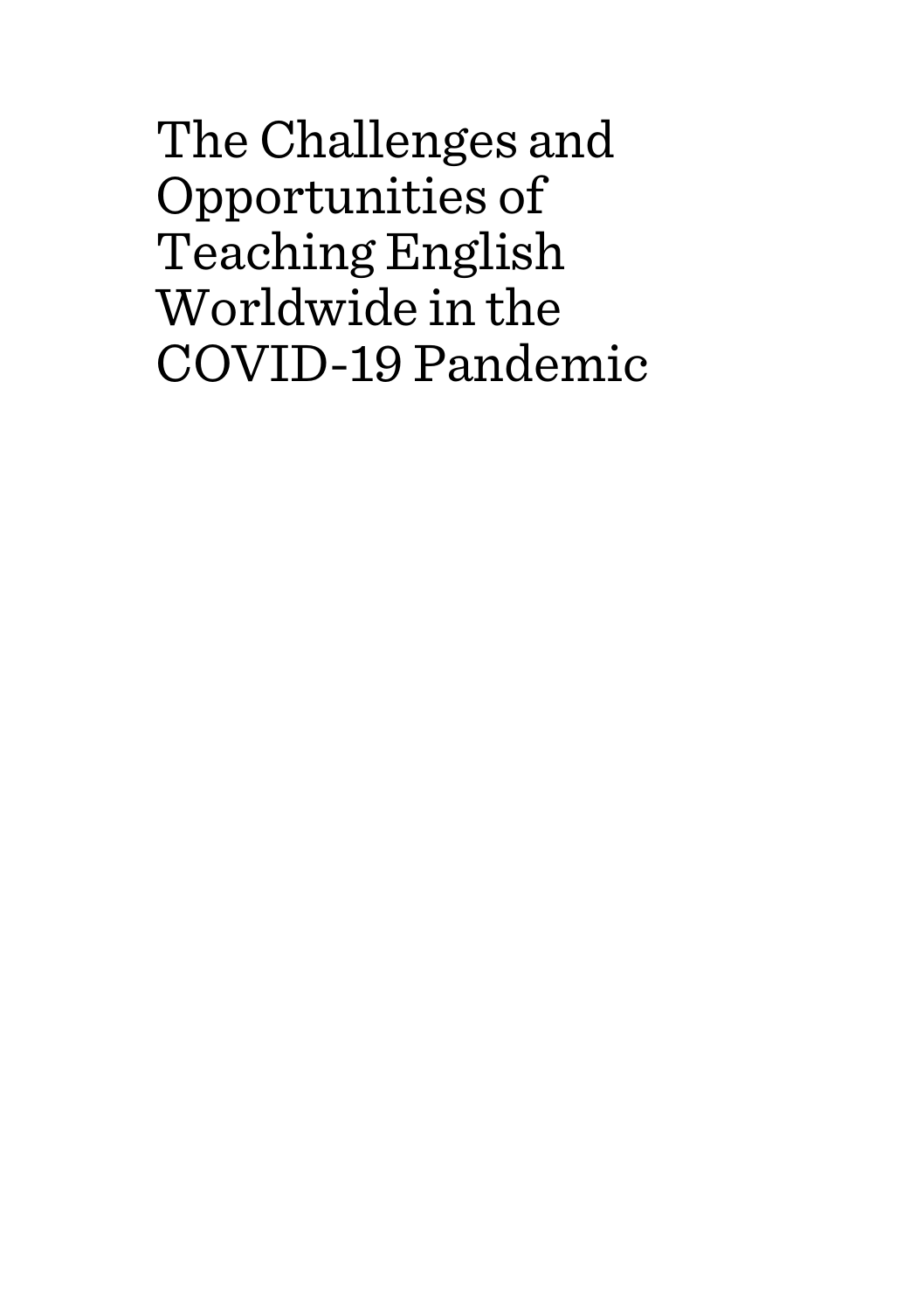# The Challenges and Opportunities of Teaching English Worldwide in the COVID-19 Pandemic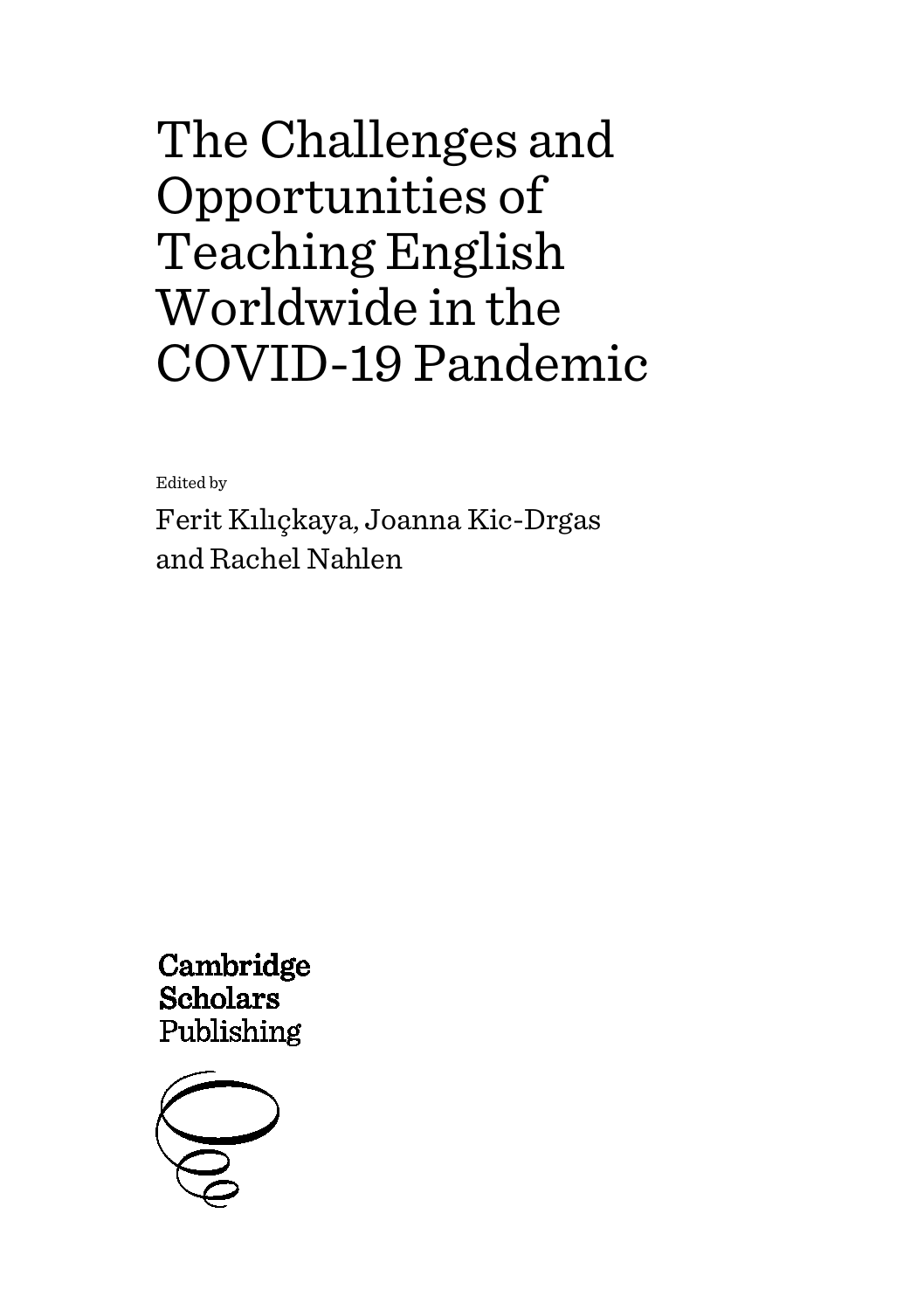# The Challenges and Opportunities of Teaching English Worldwide in the COVID-19 Pandemic

Edited by

Ferit Kılıçkaya, Joanna Kic-Drgas and Rachel Nahlen

Cambridge Scholars Publishing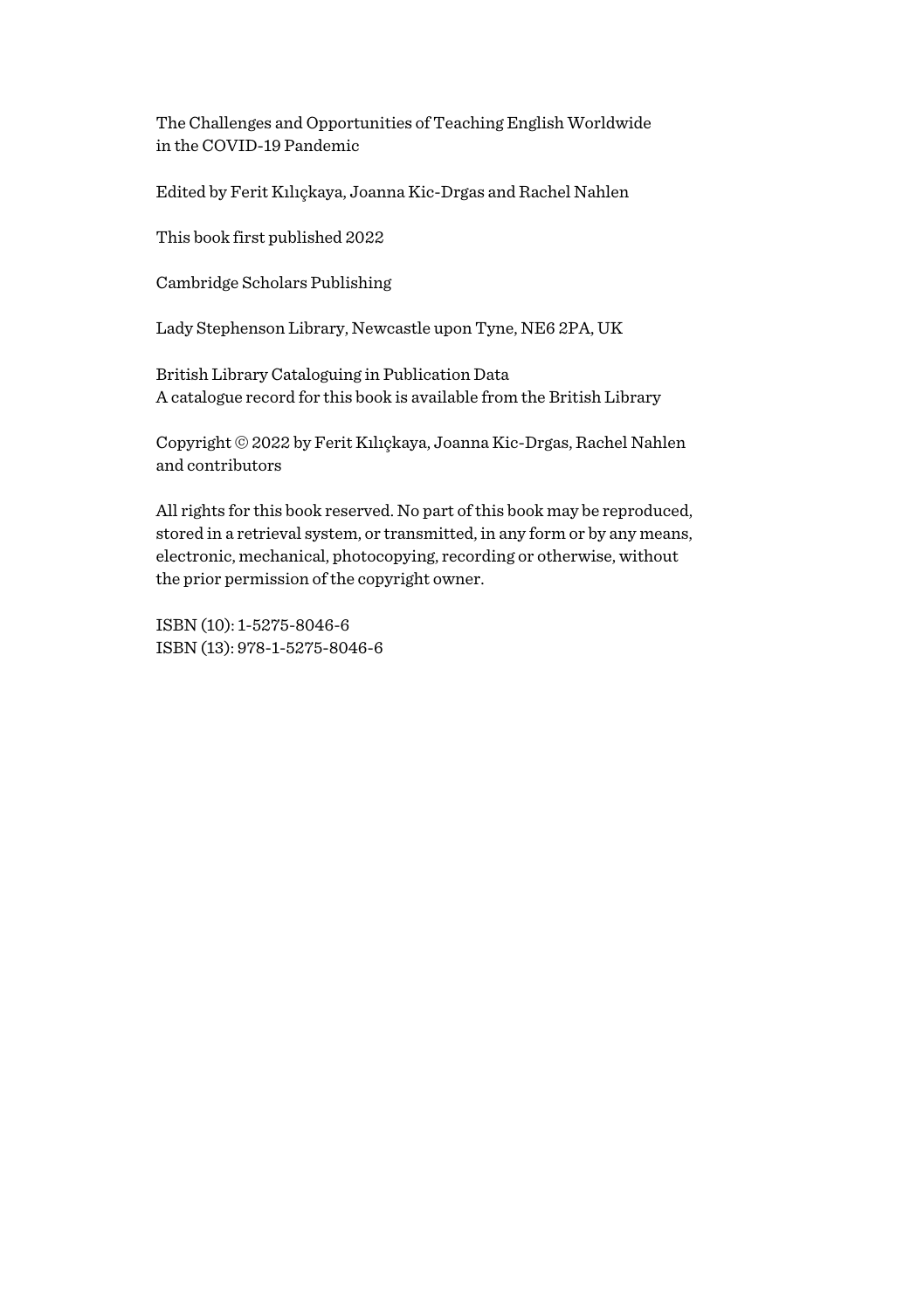The Challenges and Opportunities of Teaching English Worldwide in the COVID-19 Pandemic

Edited by Ferit Kılıçkaya, Joanna Kic-Drgas and Rachel Nahlen

This book first published 2022

Cambridge Scholars Publishing

Lady Stephenson Library, Newcastle upon Tyne, NE6 2PA, UK

British Library Cataloguing in Publication Data
A catalogue record for this book is available from the British Library

Copyright © 2022 by Ferit Kılıçkaya, Joanna Kic-Drgas, Rachel Nahlen and contributors

All rights for this book reserved. No part of this book may be reproduced, stored in a retrieval system, or transmitted, in any form or by any means, electronic, mechanical, photocopying, recording or otherwise, without the prior permission of the copyright owner.

ISBN (10): 1-5275-8046-6
ISBN (13): 978-1-5275-8046-6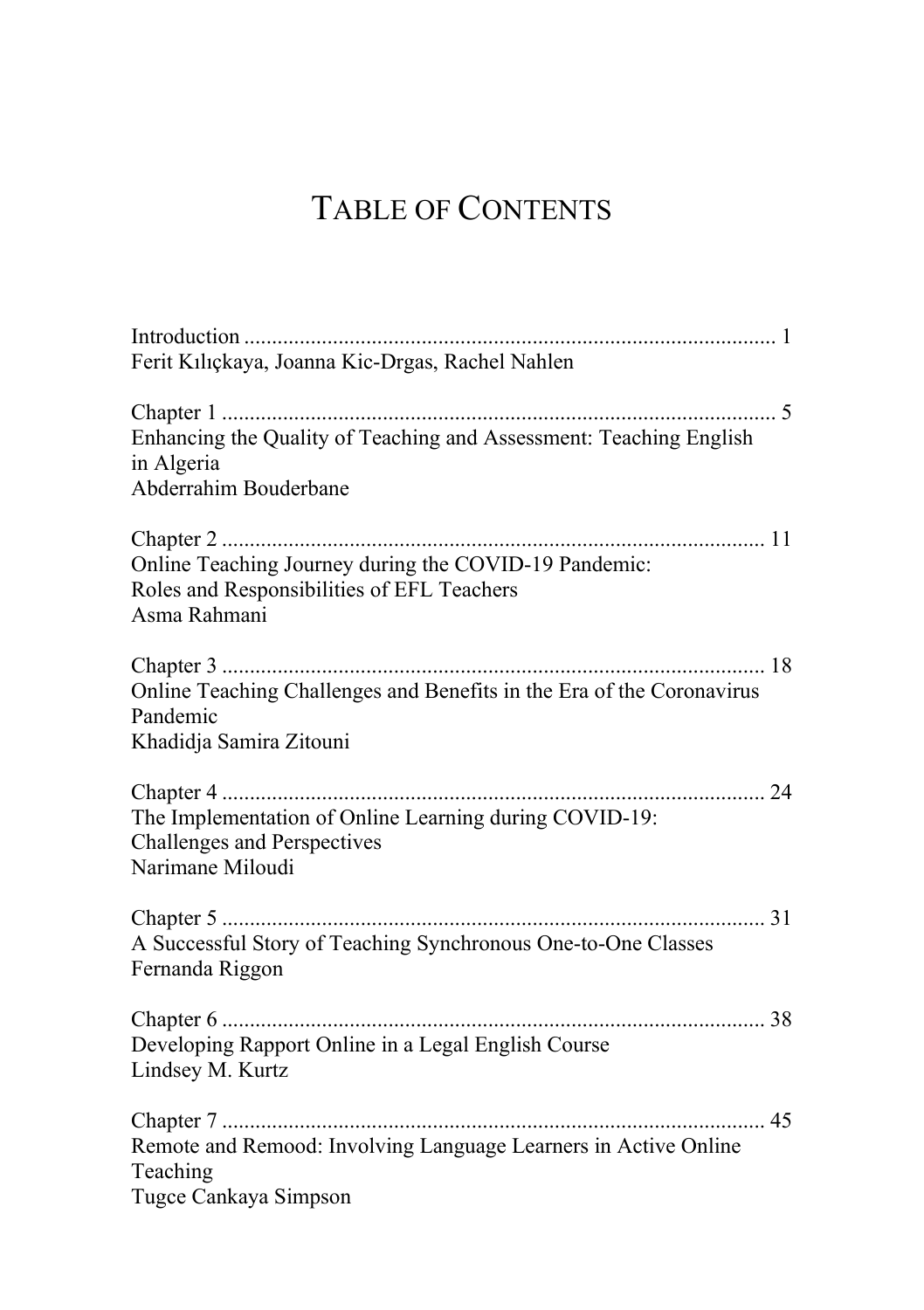# Table of Contents

Introduction ............................................................................................... 1
Ferit Kılıçkaya, Joanna Kic-Drgas, Rachel Nahlen

Chapter 1 .................................................................................................. 5
Enhancing the Quality of Teaching and Assessment: Teaching English in Algeria
Abderrahim Bouderbane

Chapter 2 .................................................................................................. 11
Online Teaching Journey during the COVID-19 Pandemic: Roles and Responsibilities of EFL Teachers
Asma Rahmani

Chapter 3 .................................................................................................. 18
Online Teaching Challenges and Benefits in the Era of the Coronavirus Pandemic
Khadidja Samira Zitouni

Chapter 4 .................................................................................................. 24
The Implementation of Online Learning during COVID-19: Challenges and Perspectives
Narimane Miloudi

Chapter 5 .................................................................................................. 31
A Successful Story of Teaching Synchronous One-to-One Classes
Fernanda Riggon

Chapter 6 .................................................................................................. 38
Developing Rapport Online in a Legal English Course
Lindsey M. Kurtz

Chapter 7 .................................................................................................. 45
Remote and Remood: Involving Language Learners in Active Online Teaching
Tugce Cankaya Simpson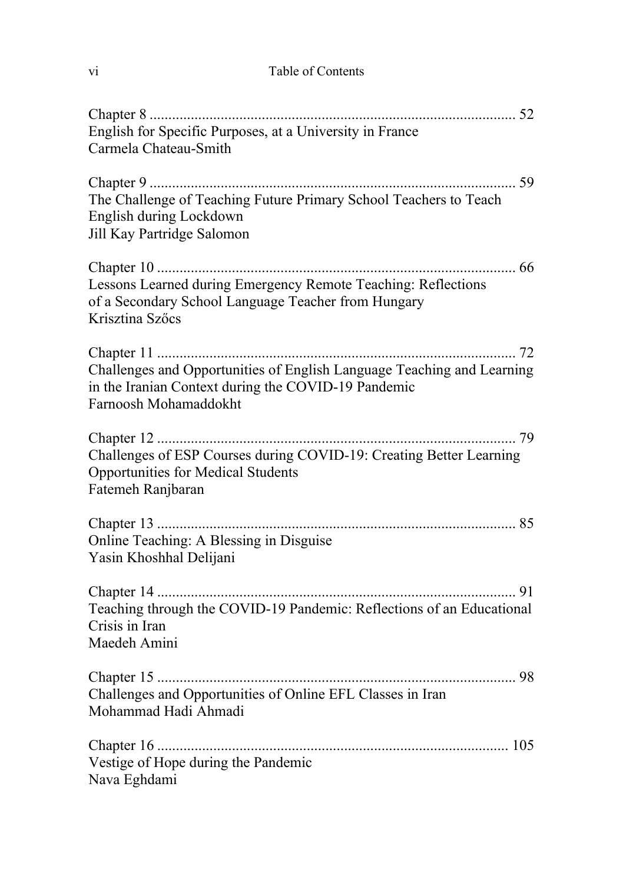Chapter 8 ................................................................................................ 52
English for Specific Purposes, at a University in France
Carmela Chateau-Smith

Chapter 9 ................................................................................................ 59
The Challenge of Teaching Future Primary School Teachers to Teach English during Lockdown
Jill Kay Partridge Salomon

Chapter 10 .............................................................................................. 66
Lessons Learned during Emergency Remote Teaching: Reflections of a Secondary School Language Teacher from Hungary
Krisztina Szőcs

Chapter 11 .............................................................................................. 72
Challenges and Opportunities of English Language Teaching and Learning in the Iranian Context during the COVID-19 Pandemic
Farnoosh Mohamaddokht

Chapter 12 .............................................................................................. 79
Challenges of ESP Courses during COVID-19: Creating Better Learning Opportunities for Medical Students
Fatemeh Ranjbaran

Chapter 13 .............................................................................................. 85
Online Teaching: A Blessing in Disguise
Yasin Khoshhal Delijani

Chapter 14 .............................................................................................. 91
Teaching through the COVID-19 Pandemic: Reflections of an Educational Crisis in Iran
Maedeh Amini

Chapter 15 .............................................................................................. 98
Challenges and Opportunities of Online EFL Classes in Iran
Mohammad Hadi Ahmadi

Chapter 16 ............................................................................................ 105
Vestige of Hope during the Pandemic
Nava Eghdami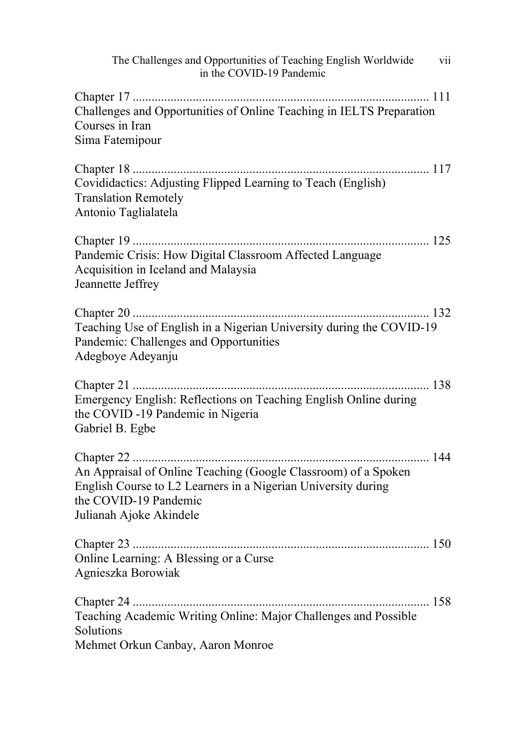Chapter 17 ............................................................................................ 111
Challenges and Opportunities of Online Teaching in IELTS Preparation Courses in Iran
Sima Fatemipour

Chapter 18 ............................................................................................ 117
Covididactics: Adjusting Flipped Learning to Teach (English) Translation Remotely
Antonio Taglialatela

Chapter 19 ............................................................................................ 125
Pandemic Crisis: How Digital Classroom Affected Language Acquisition in Iceland and Malaysia
Jeannette Jeffrey

Chapter 20 ............................................................................................ 132
Teaching Use of English in a Nigerian University during the COVID-19 Pandemic: Challenges and Opportunities
Adegboye Adeyanju

Chapter 21 ............................................................................................ 138
Emergency English: Reflections on Teaching English Online during the COVID -19 Pandemic in Nigeria
Gabriel B. Egbe

Chapter 22 ............................................................................................ 144
An Appraisal of Online Teaching (Google Classroom) of a Spoken English Course to L2 Learners in a Nigerian University during the COVID-19 Pandemic
Julianah Ajoke Akindele

Chapter 23 ............................................................................................ 150
Online Learning: A Blessing or a Curse
Agnieszka Borowiak

Chapter 24 ............................................................................................ 158
Teaching Academic Writing Online: Major Challenges and Possible Solutions
Mehmet Orkun Canbay, Aaron Monroe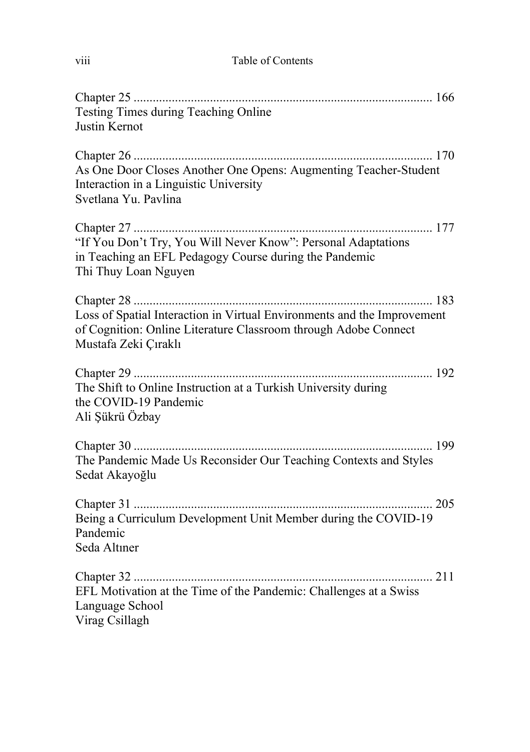Chapter 25 ............................................................................................. 166
Testing Times during Teaching Online
Justin Kernot

Chapter 26 ............................................................................................. 170
As One Door Closes Another One Opens: Augmenting Teacher-Student Interaction in a Linguistic University
Svetlana Yu. Pavlina

Chapter 27 ............................................................................................. 177
"If You Don't Try, You Will Never Know": Personal Adaptations in Teaching an EFL Pedagogy Course during the Pandemic
Thi Thuy Loan Nguyen

Chapter 28 ............................................................................................. 183
Loss of Spatial Interaction in Virtual Environments and the Improvement of Cognition: Online Literature Classroom through Adobe Connect
Mustafa Zeki Çıraklı

Chapter 29 ............................................................................................. 192
The Shift to Online Instruction at a Turkish University during the COVID-19 Pandemic
Ali Şükrü Özbay

Chapter 30 ............................................................................................. 199
The Pandemic Made Us Reconsider Our Teaching Contexts and Styles
Sedat Akayoğlu

Chapter 31 ............................................................................................. 205
Being a Curriculum Development Unit Member during the COVID-19 Pandemic
Seda Altıner

Chapter 32 ............................................................................................. 211
EFL Motivation at the Time of the Pandemic: Challenges at a Swiss Language School
Virag Csillagh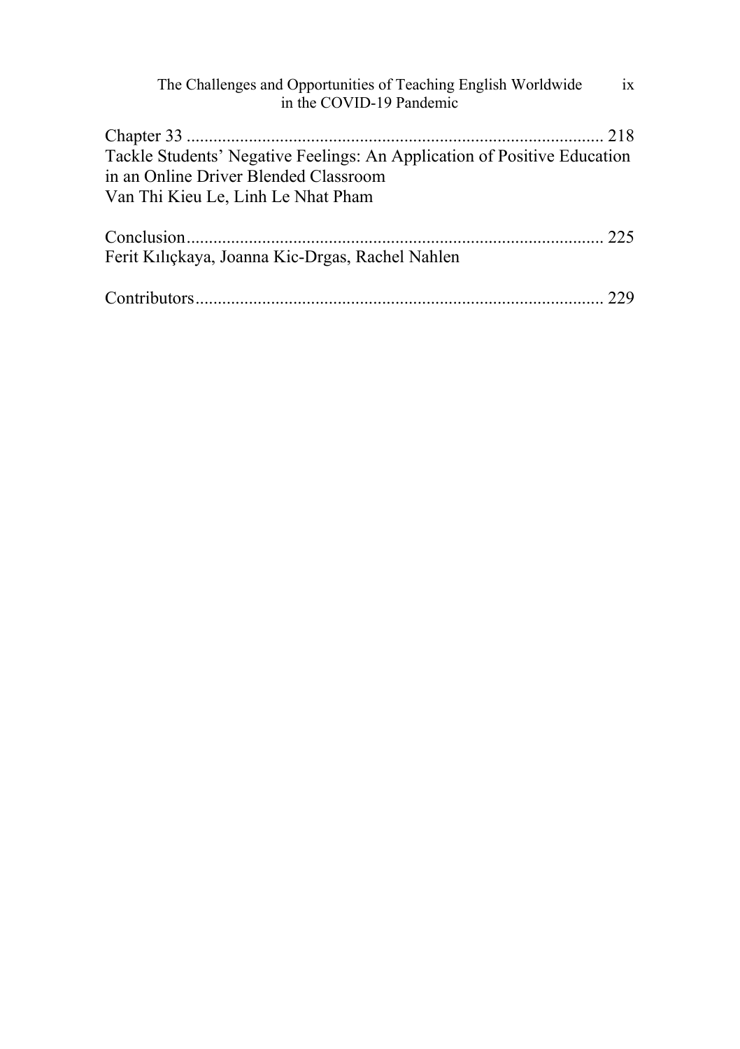Chapter 33 .............................................................................................. 218
Tackle Students' Negative Feelings: An Application of Positive Education in an Online Driver Blended Classroom
Van Thi Kieu Le, Linh Le Nhat Pham

Conclusion.............................................................................................. 225
Ferit Kılıçkaya, Joanna Kic-Drgas, Rachel Nahlen

Contributors........................................................................................... 229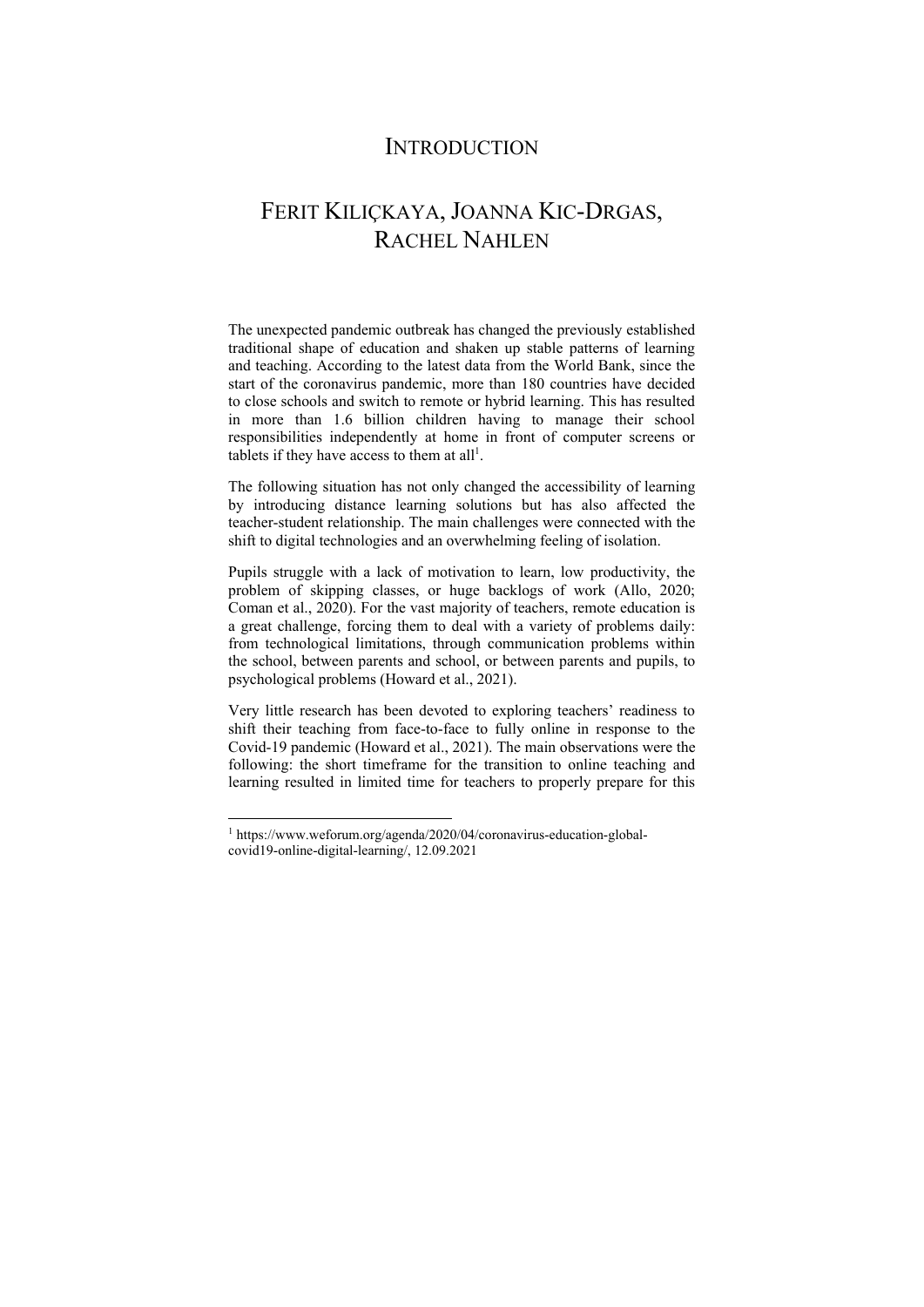# Introduction

## Ferit Kılıçkaya, Joanna Kic-Drgas, Rachel Nahlen

The unexpected pandemic outbreak has changed the previously established traditional shape of education and shaken up stable patterns of learning and teaching. According to the latest data from the World Bank, since the start of the coronavirus pandemic, more than 180 countries have decided to close schools and switch to remote or hybrid learning. This has resulted in more than 1.6 billion children having to manage their school responsibilities independently at home in front of computer screens or tablets if they have access to them at all[1].

The following situation has not only changed the accessibility of learning by introducing distance learning solutions but has also affected the teacher-student relationship. The main challenges were connected with the shift to digital technologies and an overwhelming feeling of isolation.

Pupils struggle with a lack of motivation to learn, low productivity, the problem of skipping classes, or huge backlogs of work (Allo, 2020; Coman et al., 2020). For the vast majority of teachers, remote education is a great challenge, forcing them to deal with a variety of problems daily: from technological limitations, through communication problems within the school, between parents and school, or between parents and pupils, to psychological problems (Howard et al., 2021).

Very little research has been devoted to exploring teachers' readiness to shift their teaching from face-to-face to fully online in response to the Covid-19 pandemic (Howard et al., 2021). The main observations were the following: the short timeframe for the transition to online teaching and learning resulted in limited time for teachers to properly prepare for this

---

[1] https://www.weforum.org/agenda/2020/04/coronavirus-education-global-covid19-online-digital-learning/, 12.09.2021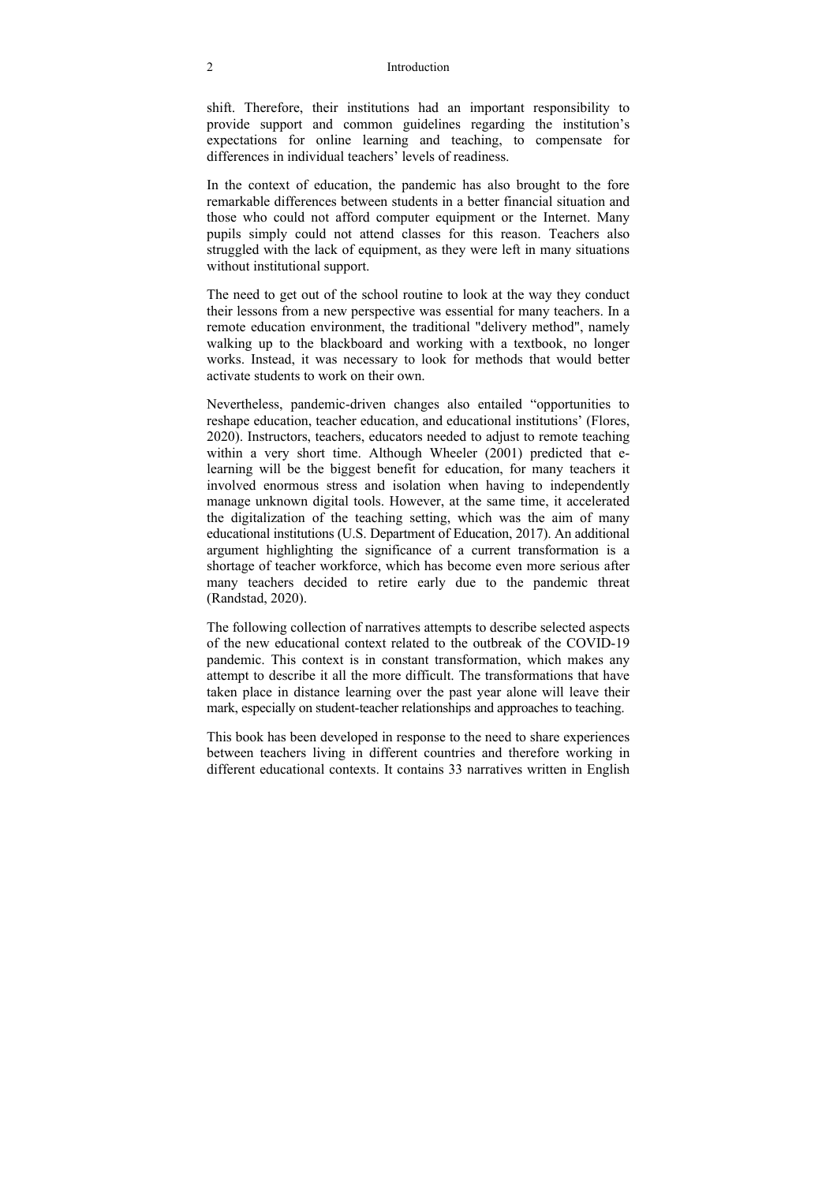shift. Therefore, their institutions had an important responsibility to provide support and common guidelines regarding the institution's expectations for online learning and teaching, to compensate for differences in individual teachers' levels of readiness.

In the context of education, the pandemic has also brought to the fore remarkable differences between students in a better financial situation and those who could not afford computer equipment or the Internet. Many pupils simply could not attend classes for this reason. Teachers also struggled with the lack of equipment, as they were left in many situations without institutional support.

The need to get out of the school routine to look at the way they conduct their lessons from a new perspective was essential for many teachers. In a remote education environment, the traditional "delivery method", namely walking up to the blackboard and working with a textbook, no longer works. Instead, it was necessary to look for methods that would better activate students to work on their own.

Nevertheless, pandemic-driven changes also entailed "opportunities to reshape education, teacher education, and educational institutions' (Flores, 2020). Instructors, teachers, educators needed to adjust to remote teaching within a very short time. Although Wheeler (2001) predicted that e-learning will be the biggest benefit for education, for many teachers it involved enormous stress and isolation when having to independently manage unknown digital tools. However, at the same time, it accelerated the digitalization of the teaching setting, which was the aim of many educational institutions (U.S. Department of Education, 2017). An additional argument highlighting the significance of a current transformation is a shortage of teacher workforce, which has become even more serious after many teachers decided to retire early due to the pandemic threat (Randstad, 2020).

The following collection of narratives attempts to describe selected aspects of the new educational context related to the outbreak of the COVID-19 pandemic. This context is in constant transformation, which makes any attempt to describe it all the more difficult. The transformations that have taken place in distance learning over the past year alone will leave their mark, especially on student-teacher relationships and approaches to teaching.

This book has been developed in response to the need to share experiences between teachers living in different countries and therefore working in different educational contexts. It contains 33 narratives written in English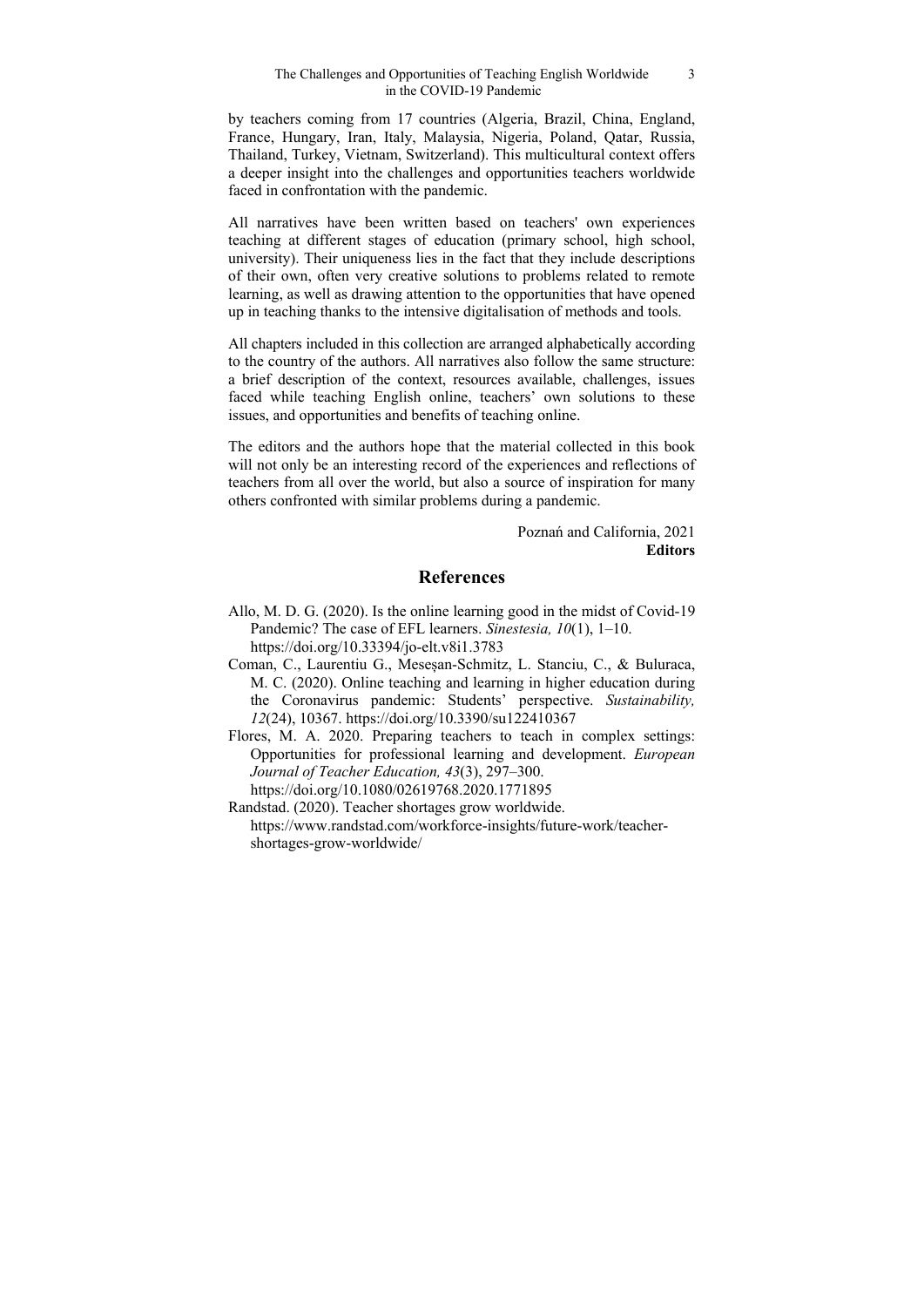by teachers coming from 17 countries (Algeria, Brazil, China, England, France, Hungary, Iran, Italy, Malaysia, Nigeria, Poland, Qatar, Russia, Thailand, Turkey, Vietnam, Switzerland). This multicultural context offers a deeper insight into the challenges and opportunities teachers worldwide faced in confrontation with the pandemic.

All narratives have been written based on teachers' own experiences teaching at different stages of education (primary school, high school, university). Their uniqueness lies in the fact that they include descriptions of their own, often very creative solutions to problems related to remote learning, as well as drawing attention to the opportunities that have opened up in teaching thanks to the intensive digitalisation of methods and tools.

All chapters included in this collection are arranged alphabetically according to the country of the authors. All narratives also follow the same structure: a brief description of the context, resources available, challenges, issues faced while teaching English online, teachers' own solutions to these issues, and opportunities and benefits of teaching online.

The editors and the authors hope that the material collected in this book will not only be an interesting record of the experiences and reflections of teachers from all over the world, but also a source of inspiration for many others confronted with similar problems during a pandemic.

Poznań and California, 2021
**Editors**

## References

Allo, M. D. G. (2020). Is the online learning good in the midst of Covid-19 Pandemic? The case of EFL learners. *Sinestesia, 10*(1), 1–10. https://doi.org/10.33394/jo-elt.v8i1.3783

Coman, C., Laurentiu G., Meseşan-Schmitz, L. Stanciu, C., & Bularaca, M. C. (2020). Online teaching and learning in higher education during the Coronavirus pandemic: Students' perspective. *Sustainability, 12*(24), 10367. https://doi.org/10.3390/su122410367

Flores, M. A. 2020. Preparing teachers to teach in complex settings: Opportunities for professional learning and development. *European Journal of Teacher Education, 43*(3), 297–300. https://doi.org/10.1080/02619768.2020.1771895

Randstad. (2020). Teacher shortages grow worldwide. https://www.randstad.com/workforce-insights/future-work/teacher-shortages-grow-worldwide/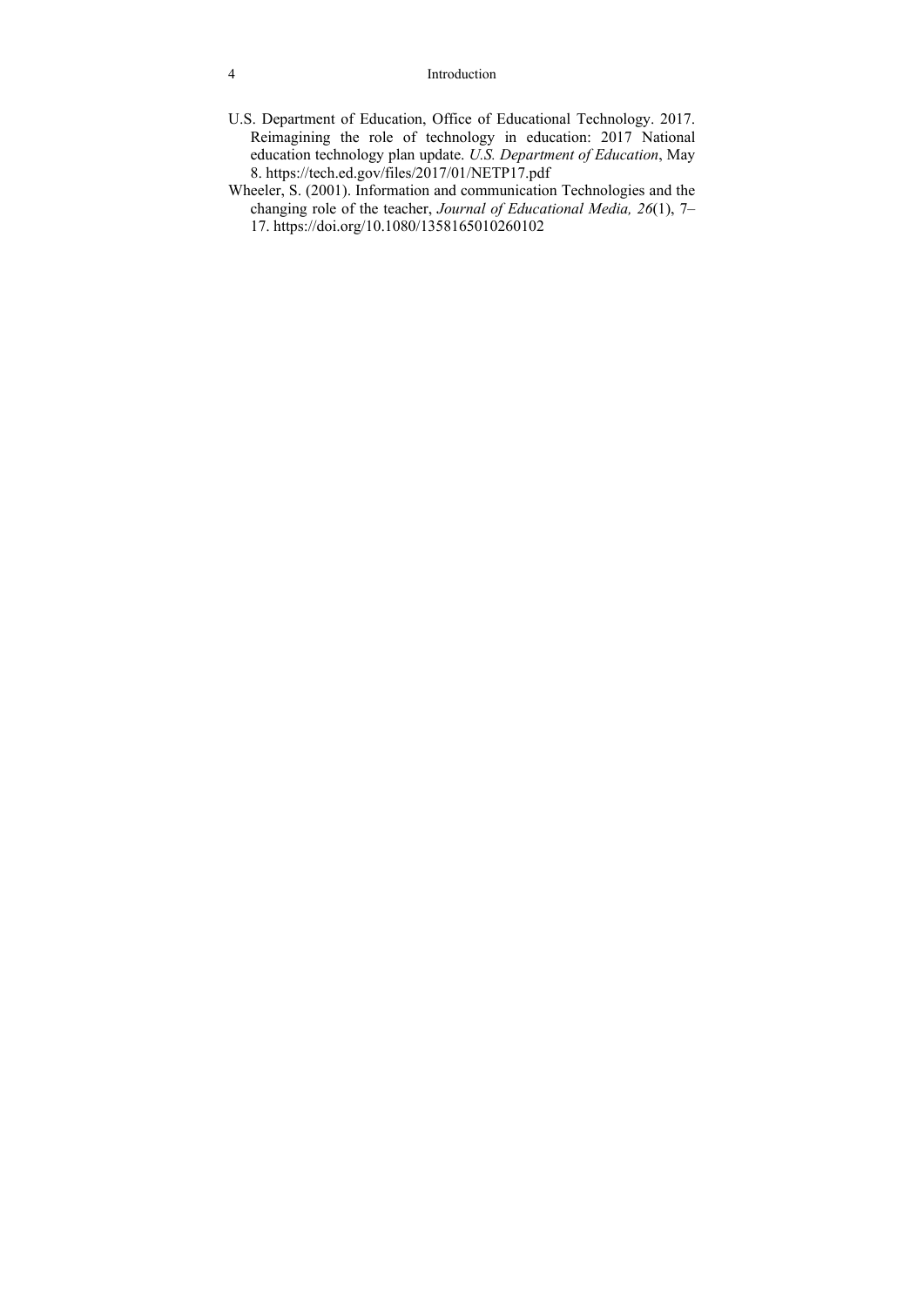U.S. Department of Education, Office of Educational Technology. 2017. Reimagining the role of technology in education: 2017 National education technology plan update. *U.S. Department of Education*, May 8. https://tech.ed.gov/files/2017/01/NETP17.pdf

Wheeler, S. (2001). Information and communication Technologies and the changing role of the teacher, *Journal of Educational Media, 26*(1), 7–17. https://doi.org/10.1080/1358165010260102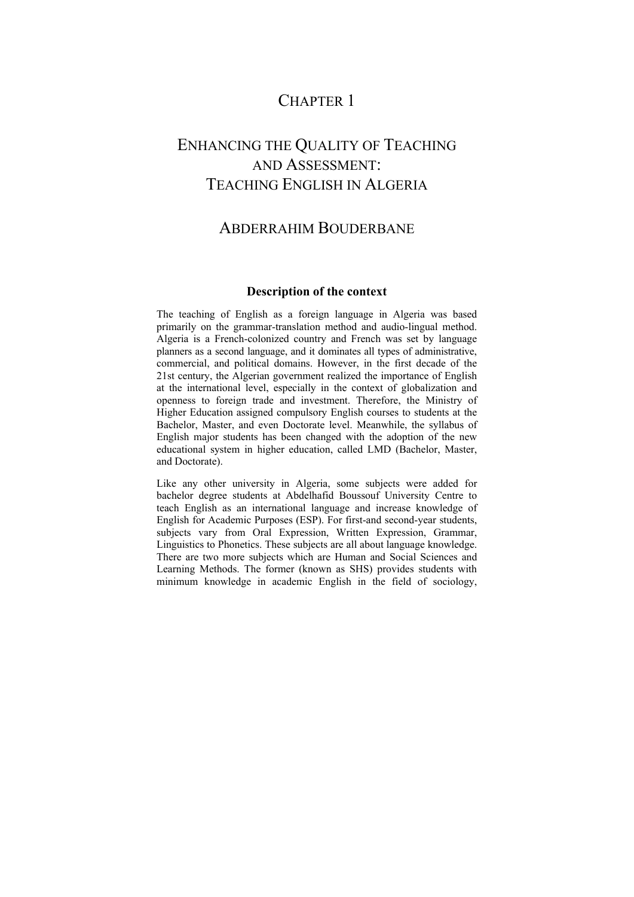# Chapter 1

# Enhancing the Quality of Teaching and Assessment: Teaching English in Algeria

## Abderrahim Bouderbane

### Description of the context

The teaching of English as a foreign language in Algeria was based primarily on the grammar-translation method and audio-lingual method. Algeria is a French-colonized country and French was set by language planners as a second language, and it dominates all types of administrative, commercial, and political domains. However, in the first decade of the 21st century, the Algerian government realized the importance of English at the international level, especially in the context of globalization and openness to foreign trade and investment. Therefore, the Ministry of Higher Education assigned compulsory English courses to students at the Bachelor, Master, and even Doctorate level. Meanwhile, the syllabus of English major students has been changed with the adoption of the new educational system in higher education, called LMD (Bachelor, Master, and Doctorate).

Like any other university in Algeria, some subjects were added for bachelor degree students at Abdelhafid Boussouf University Centre to teach English as an international language and increase knowledge of English for Academic Purposes (ESP). For first-and second-year students, subjects vary from Oral Expression, Written Expression, Grammar, Linguistics to Phonetics. These subjects are all about language knowledge. There are two more subjects which are Human and Social Sciences and Learning Methods. The former (known as SHS) provides students with minimum knowledge in academic English in the field of sociology,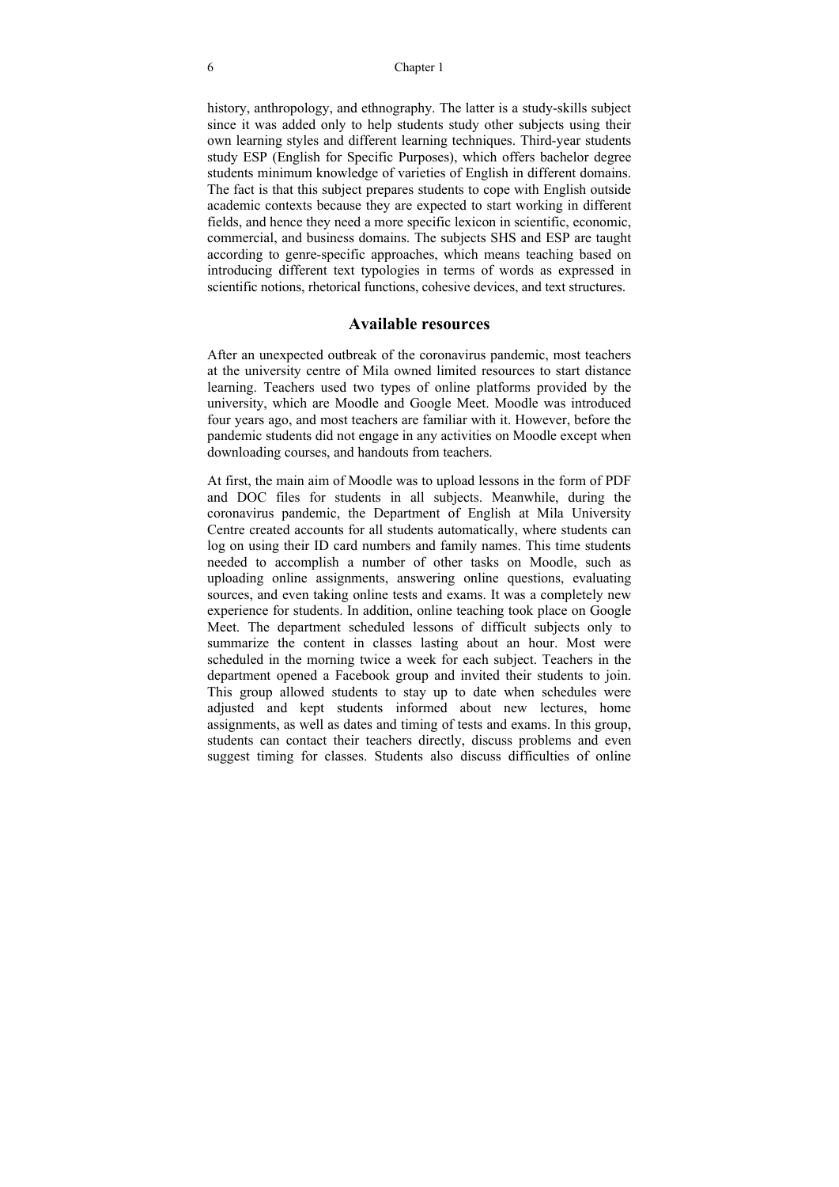history, anthropology, and ethnography. The latter is a study-skills subject since it was added only to help students study other subjects using their own learning styles and different learning techniques. Third-year students study ESP (English for Specific Purposes), which offers bachelor degree students minimum knowledge of varieties of English in different domains. The fact is that this subject prepares students to cope with English outside academic contexts because they are expected to start working in different fields, and hence they need a more specific lexicon in scientific, economic, commercial, and business domains. The subjects SHS and ESP are taught according to genre-specific approaches, which means teaching based on introducing different text typologies in terms of words as expressed in scientific notions, rhetorical functions, cohesive devices, and text structures.

## Available resources

After an unexpected outbreak of the coronavirus pandemic, most teachers at the university centre of Mila owned limited resources to start distance learning. Teachers used two types of online platforms provided by the university, which are Moodle and Google Meet. Moodle was introduced four years ago, and most teachers are familiar with it. However, before the pandemic students did not engage in any activities on Moodle except when downloading courses, and handouts from teachers.

At first, the main aim of Moodle was to upload lessons in the form of PDF and DOC files for students in all subjects. Meanwhile, during the coronavirus pandemic, the Department of English at Mila University Centre created accounts for all students automatically, where students can log on using their ID card numbers and family names. This time students needed to accomplish a number of other tasks on Moodle, such as uploading online assignments, answering online questions, evaluating sources, and even taking online tests and exams. It was a completely new experience for students. In addition, online teaching took place on Google Meet. The department scheduled lessons of difficult subjects only to summarize the content in classes lasting about an hour. Most were scheduled in the morning twice a week for each subject. Teachers in the department opened a Facebook group and invited their students to join. This group allowed students to stay up to date when schedules were adjusted and kept students informed about new lectures, home assignments, as well as dates and timing of tests and exams. In this group, students can contact their teachers directly, discuss problems and even suggest timing for classes. Students also discuss difficulties of online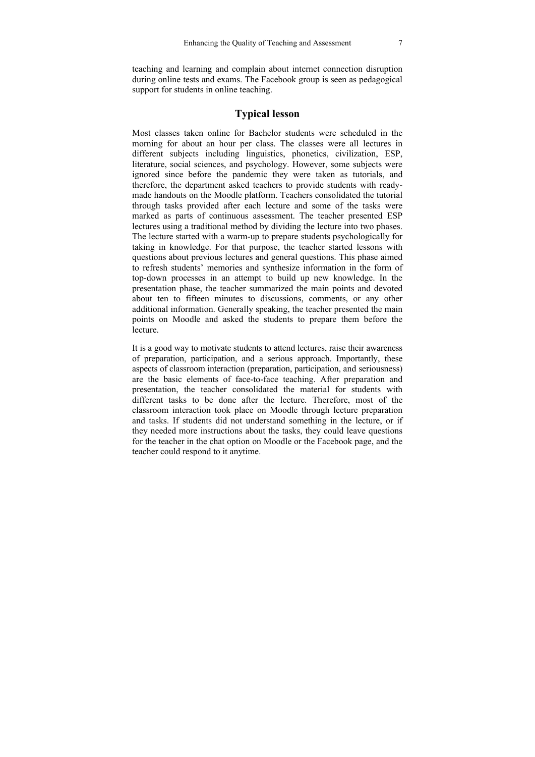teaching and learning and complain about internet connection disruption during online tests and exams. The Facebook group is seen as pedagogical support for students in online teaching.

## Typical lesson

Most classes taken online for Bachelor students were scheduled in the morning for about an hour per class. The classes were all lectures in different subjects including linguistics, phonetics, civilization, ESP, literature, social sciences, and psychology. However, some subjects were ignored since before the pandemic they were taken as tutorials, and therefore, the department asked teachers to provide students with ready-made handouts on the Moodle platform. Teachers consolidated the tutorial through tasks provided after each lecture and some of the tasks were marked as parts of continuous assessment. The teacher presented ESP lectures using a traditional method by dividing the lecture into two phases. The lecture started with a warm-up to prepare students psychologically for taking in knowledge. For that purpose, the teacher started lessons with questions about previous lectures and general questions. This phase aimed to refresh students' memories and synthesize information in the form of top-down processes in an attempt to build up new knowledge. In the presentation phase, the teacher summarized the main points and devoted about ten to fifteen minutes to discussions, comments, or any other additional information. Generally speaking, the teacher presented the main points on Moodle and asked the students to prepare them before the lecture.

It is a good way to motivate students to attend lectures, raise their awareness of preparation, participation, and a serious approach. Importantly, these aspects of classroom interaction (preparation, participation, and seriousness) are the basic elements of face-to-face teaching. After preparation and presentation, the teacher consolidated the material for students with different tasks to be done after the lecture. Therefore, most of the classroom interaction took place on Moodle through lecture preparation and tasks. If students did not understand something in the lecture, or if they needed more instructions about the tasks, they could leave questions for the teacher in the chat option on Moodle or the Facebook page, and the teacher could respond to it anytime.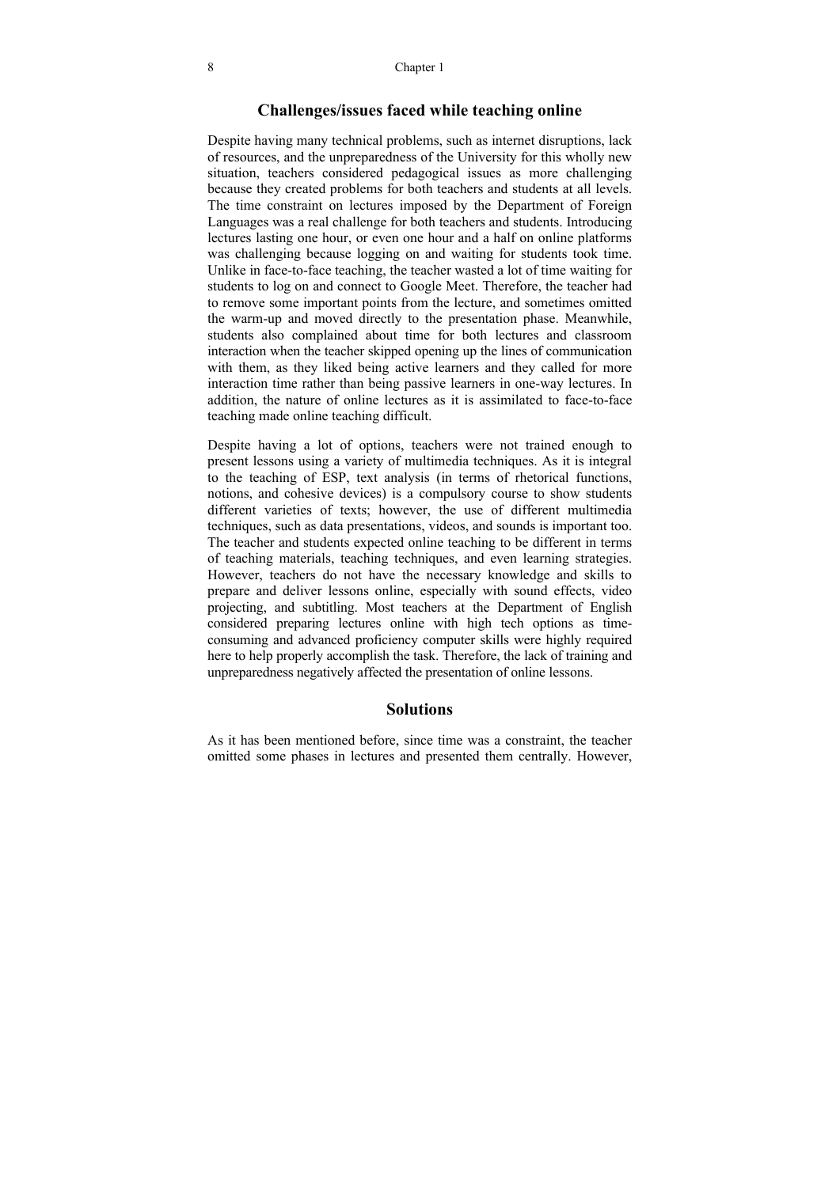## Challenges/issues faced while teaching online

Despite having many technical problems, such as internet disruptions, lack of resources, and the unpreparedness of the University for this wholly new situation, teachers considered pedagogical issues as more challenging because they created problems for both teachers and students at all levels. The time constraint on lectures imposed by the Department of Foreign Languages was a real challenge for both teachers and students. Introducing lectures lasting one hour, or even one hour and a half on online platforms was challenging because logging on and waiting for students took time. Unlike in face-to-face teaching, the teacher wasted a lot of time waiting for students to log on and connect to Google Meet. Therefore, the teacher had to remove some important points from the lecture, and sometimes omitted the warm-up and moved directly to the presentation phase. Meanwhile, students also complained about time for both lectures and classroom interaction when the teacher skipped opening up the lines of communication with them, as they liked being active learners and they called for more interaction time rather than being passive learners in one-way lectures. In addition, the nature of online lectures as it is assimilated to face-to-face teaching made online teaching difficult.

Despite having a lot of options, teachers were not trained enough to present lessons using a variety of multimedia techniques. As it is integral to the teaching of ESP, text analysis (in terms of rhetorical functions, notions, and cohesive devices) is a compulsory course to show students different varieties of texts; however, the use of different multimedia techniques, such as data presentations, videos, and sounds is important too. The teacher and students expected online teaching to be different in terms of teaching materials, teaching techniques, and even learning strategies. However, teachers do not have the necessary knowledge and skills to prepare and deliver lessons online, especially with sound effects, video projecting, and subtitling. Most teachers at the Department of English considered preparing lectures online with high tech options as time-consuming and advanced proficiency computer skills were highly required here to help properly accomplish the task. Therefore, the lack of training and unpreparedness negatively affected the presentation of online lessons.

## Solutions

As it has been mentioned before, since time was a constraint, the teacher omitted some phases in lectures and presented them centrally. However,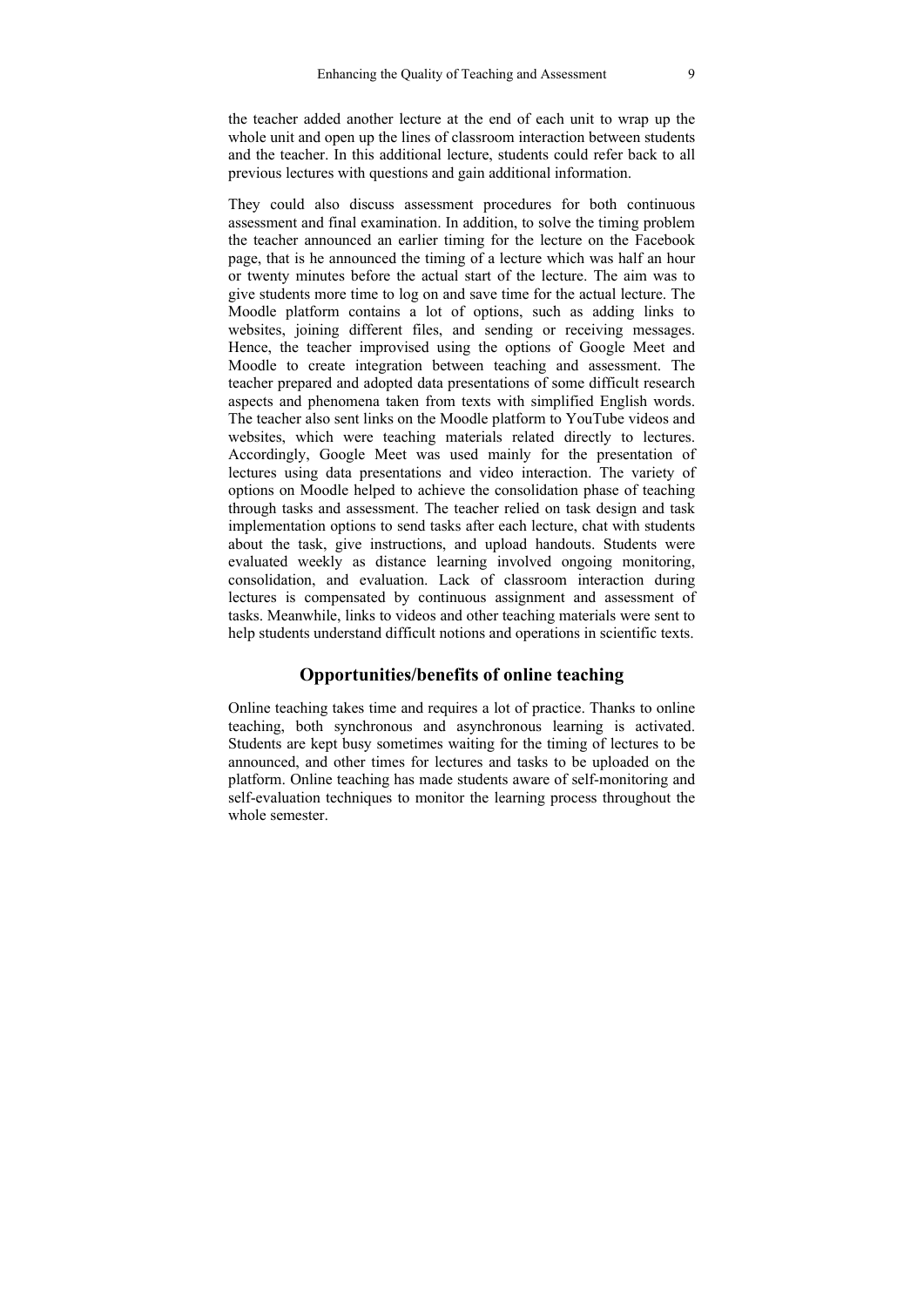the teacher added another lecture at the end of each unit to wrap up the whole unit and open up the lines of classroom interaction between students and the teacher. In this additional lecture, students could refer back to all previous lectures with questions and gain additional information.

They could also discuss assessment procedures for both continuous assessment and final examination. In addition, to solve the timing problem the teacher announced an earlier timing for the lecture on the Facebook page, that is he announced the timing of a lecture which was half an hour or twenty minutes before the actual start of the lecture. The aim was to give students more time to log on and save time for the actual lecture. The Moodle platform contains a lot of options, such as adding links to websites, joining different files, and sending or receiving messages. Hence, the teacher improvised using the options of Google Meet and Moodle to create integration between teaching and assessment. The teacher prepared and adopted data presentations of some difficult research aspects and phenomena taken from texts with simplified English words. The teacher also sent links on the Moodle platform to YouTube videos and websites, which were teaching materials related directly to lectures. Accordingly, Google Meet was used mainly for the presentation of lectures using data presentations and video interaction. The variety of options on Moodle helped to achieve the consolidation phase of teaching through tasks and assessment. The teacher relied on task design and task implementation options to send tasks after each lecture, chat with students about the task, give instructions, and upload handouts. Students were evaluated weekly as distance learning involved ongoing monitoring, consolidation, and evaluation. Lack of classroom interaction during lectures is compensated by continuous assignment and assessment of tasks. Meanwhile, links to videos and other teaching materials were sent to help students understand difficult notions and operations in scientific texts.

## Opportunities/benefits of online teaching

Online teaching takes time and requires a lot of practice. Thanks to online teaching, both synchronous and asynchronous learning is activated. Students are kept busy sometimes waiting for the timing of lectures to be announced, and other times for lectures and tasks to be uploaded on the platform. Online teaching has made students aware of self-monitoring and self-evaluation techniques to monitor the learning process throughout the whole semester.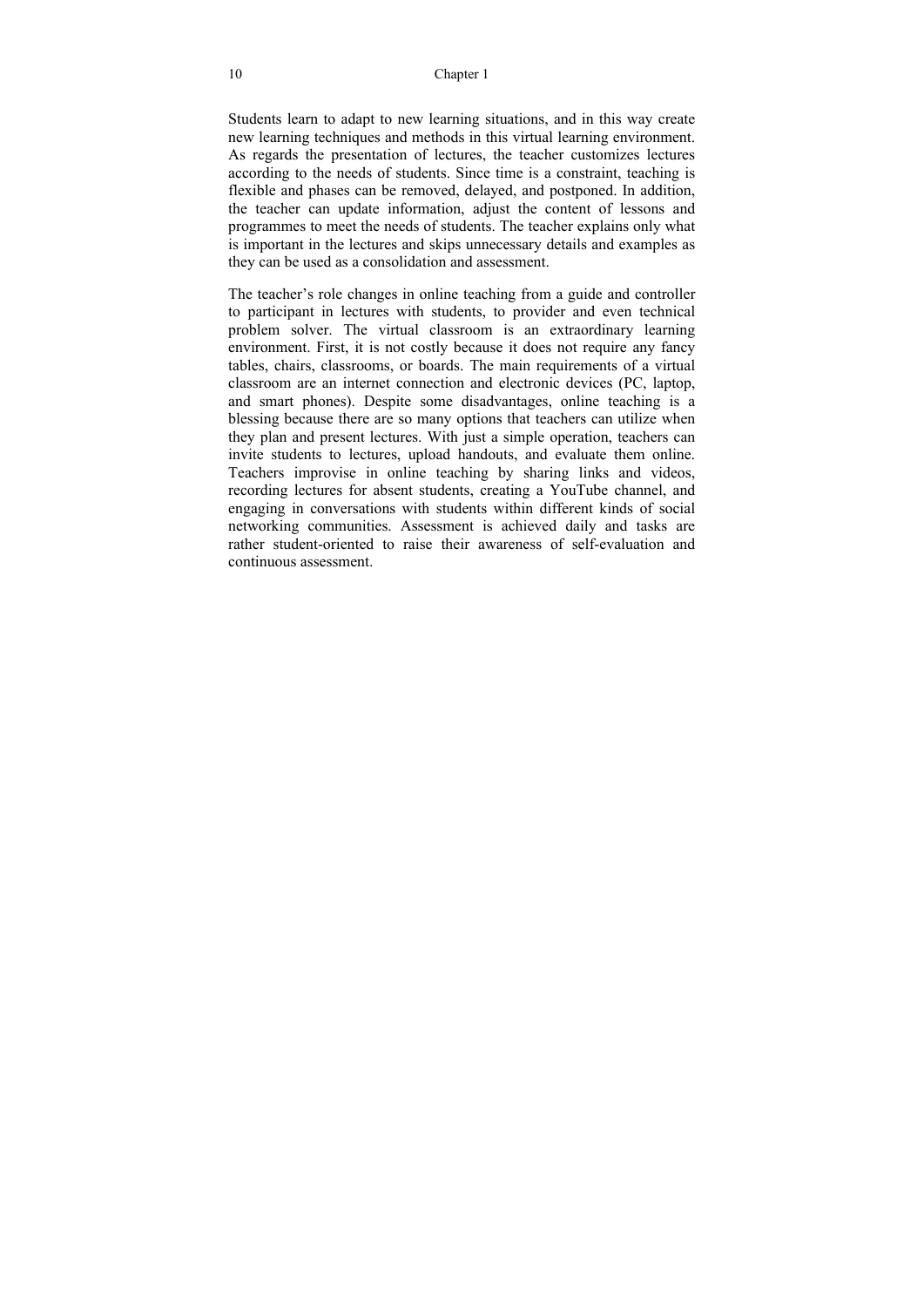Students learn to adapt to new learning situations, and in this way create new learning techniques and methods in this virtual learning environment. As regards the presentation of lectures, the teacher customizes lectures according to the needs of students. Since time is a constraint, teaching is flexible and phases can be removed, delayed, and postponed. In addition, the teacher can update information, adjust the content of lessons and programmes to meet the needs of students. The teacher explains only what is important in the lectures and skips unnecessary details and examples as they can be used as a consolidation and assessment.

The teacher's role changes in online teaching from a guide and controller to participant in lectures with students, to provider and even technical problem solver. The virtual classroom is an extraordinary learning environment. First, it is not costly because it does not require any fancy tables, chairs, classrooms, or boards. The main requirements of a virtual classroom are an internet connection and electronic devices (PC, laptop, and smart phones). Despite some disadvantages, online teaching is a blessing because there are so many options that teachers can utilize when they plan and present lectures. With just a simple operation, teachers can invite students to lectures, upload handouts, and evaluate them online. Teachers improvise in online teaching by sharing links and videos, recording lectures for absent students, creating a YouTube channel, and engaging in conversations with students within different kinds of social networking communities. Assessment is achieved daily and tasks are rather student-oriented to raise their awareness of self-evaluation and continuous assessment.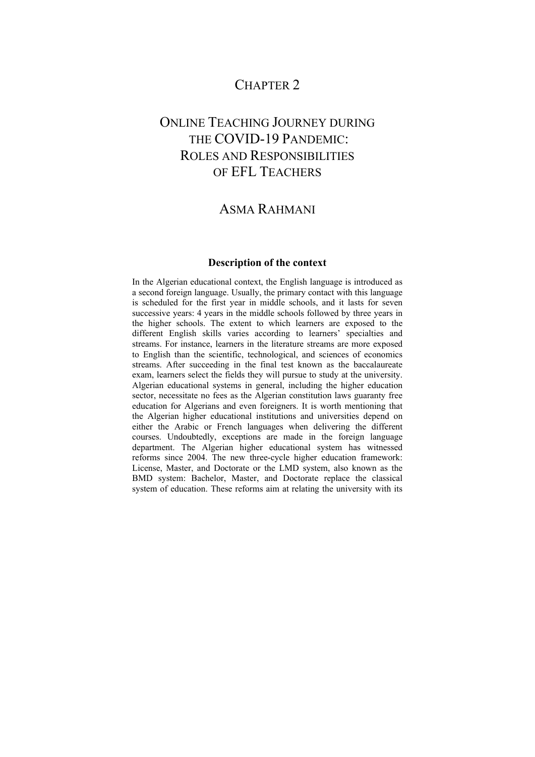# CHAPTER 2

# ONLINE TEACHING JOURNEY DURING THE COVID-19 PANDEMIC: ROLES AND RESPONSIBILITIES OF EFL TEACHERS

## ASMA RAHMANI

### Description of the context

In the Algerian educational context, the English language is introduced as a second foreign language. Usually, the primary contact with this language is scheduled for the first year in middle schools, and it lasts for seven successive years: 4 years in the middle schools followed by three years in the higher schools. The extent to which learners are exposed to the different English skills varies according to learners' specialties and streams. For instance, learners in the literature streams are more exposed to English than the scientific, technological, and sciences of economics streams. After succeeding in the final test known as the baccalaureate exam, learners select the fields they will pursue to study at the university. Algerian educational systems in general, including the higher education sector, necessitate no fees as the Algerian constitution laws guaranty free education for Algerians and even foreigners. It is worth mentioning that the Algerian higher educational institutions and universities depend on either the Arabic or French languages when delivering the different courses. Undoubtedly, exceptions are made in the foreign language department. The Algerian higher educational system has witnessed reforms since 2004. The new three-cycle higher education framework: License, Master, and Doctorate or the LMD system, also known as the BMD system: Bachelor, Master, and Doctorate replace the classical system of education. These reforms aim at relating the university with its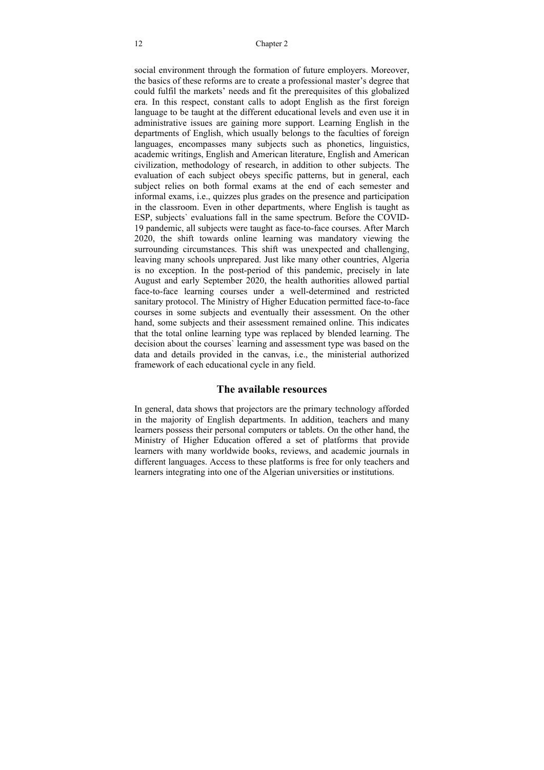social environment through the formation of future employers. Moreover, the basics of these reforms are to create a professional master's degree that could fulfil the markets' needs and fit the prerequisites of this globalized era. In this respect, constant calls to adopt English as the first foreign language to be taught at the different educational levels and even use it in administrative issues are gaining more support. Learning English in the departments of English, which usually belongs to the faculties of foreign languages, encompasses many subjects such as phonetics, linguistics, academic writings, English and American literature, English and American civilization, methodology of research, in addition to other subjects. The evaluation of each subject obeys specific patterns, but in general, each subject relies on both formal exams at the end of each semester and informal exams, i.e., quizzes plus grades on the presence and participation in the classroom. Even in other departments, where English is taught as ESP, subjects` evaluations fall in the same spectrum. Before the COVID-19 pandemic, all subjects were taught as face-to-face courses. After March 2020, the shift towards online learning was mandatory viewing the surrounding circumstances. This shift was unexpected and challenging, leaving many schools unprepared. Just like many other countries, Algeria is no exception. In the post-period of this pandemic, precisely in late August and early September 2020, the health authorities allowed partial face-to-face learning courses under a well-determined and restricted sanitary protocol. The Ministry of Higher Education permitted face-to-face courses in some subjects and eventually their assessment. On the other hand, some subjects and their assessment remained online. This indicates that the total online learning type was replaced by blended learning. The decision about the courses` learning and assessment type was based on the data and details provided in the canvas, i.e., the ministerial authorized framework of each educational cycle in any field.

## The available resources

In general, data shows that projectors are the primary technology afforded in the majority of English departments. In addition, teachers and many learners possess their personal computers or tablets. On the other hand, the Ministry of Higher Education offered a set of platforms that provide learners with many worldwide books, reviews, and academic journals in different languages. Access to these platforms is free for only teachers and learners integrating into one of the Algerian universities or institutions.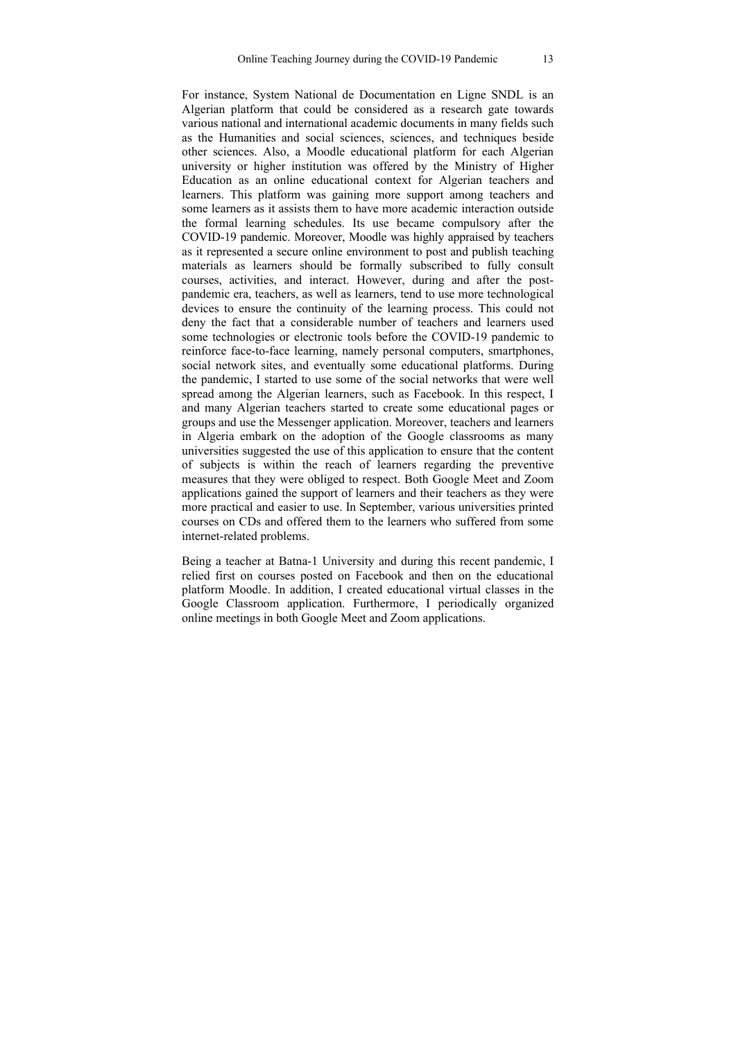For instance, System National de Documentation en Ligne SNDL is an Algerian platform that could be considered as a research gate towards various national and international academic documents in many fields such as the Humanities and social sciences, sciences, and techniques beside other sciences. Also, a Moodle educational platform for each Algerian university or higher institution was offered by the Ministry of Higher Education as an online educational context for Algerian teachers and learners. This platform was gaining more support among teachers and some learners as it assists them to have more academic interaction outside the formal learning schedules. Its use became compulsory after the COVID-19 pandemic. Moreover, Moodle was highly appraised by teachers as it represented a secure online environment to post and publish teaching materials as learners should be formally subscribed to fully consult courses, activities, and interact. However, during and after the post-pandemic era, teachers, as well as learners, tend to use more technological devices to ensure the continuity of the learning process. This could not deny the fact that a considerable number of teachers and learners used some technologies or electronic tools before the COVID-19 pandemic to reinforce face-to-face learning, namely personal computers, smartphones, social network sites, and eventually some educational platforms. During the pandemic, I started to use some of the social networks that were well spread among the Algerian learners, such as Facebook. In this respect, I and many Algerian teachers started to create some educational pages or groups and use the Messenger application. Moreover, teachers and learners in Algeria embark on the adoption of the Google classrooms as many universities suggested the use of this application to ensure that the content of subjects is within the reach of learners regarding the preventive measures that they were obliged to respect. Both Google Meet and Zoom applications gained the support of learners and their teachers as they were more practical and easier to use. In September, various universities printed courses on CDs and offered them to the learners who suffered from some internet-related problems.

Being a teacher at Batna-1 University and during this recent pandemic, I relied first on courses posted on Facebook and then on the educational platform Moodle. In addition, I created educational virtual classes in the Google Classroom application. Furthermore, I periodically organized online meetings in both Google Meet and Zoom applications.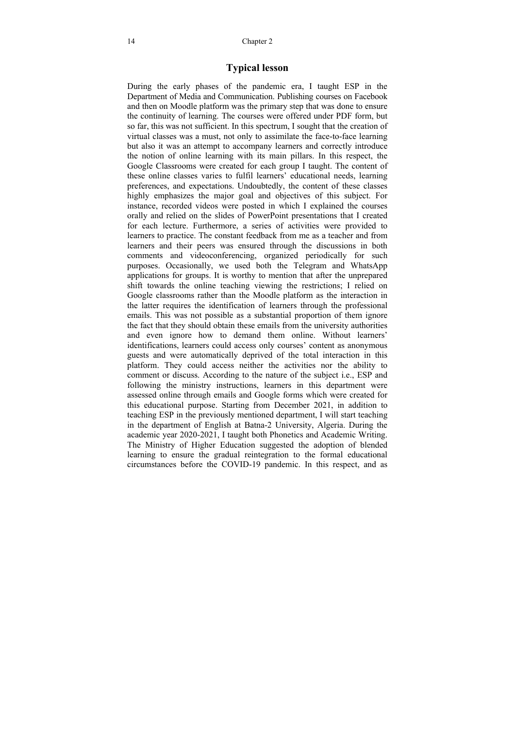## Typical lesson

During the early phases of the pandemic era, I taught ESP in the Department of Media and Communication. Publishing courses on Facebook and then on Moodle platform was the primary step that was done to ensure the continuity of learning. The courses were offered under PDF form, but so far, this was not sufficient. In this spectrum, I sought that the creation of virtual classes was a must, not only to assimilate the face-to-face learning but also it was an attempt to accompany learners and correctly introduce the notion of online learning with its main pillars. In this respect, the Google Classrooms were created for each group I taught. The content of these online classes varies to fulfil learners' educational needs, learning preferences, and expectations. Undoubtedly, the content of these classes highly emphasizes the major goal and objectives of this subject. For instance, recorded videos were posted in which I explained the courses orally and relied on the slides of PowerPoint presentations that I created for each lecture. Furthermore, a series of activities were provided to learners to practice. The constant feedback from me as a teacher and from learners and their peers was ensured through the discussions in both comments and videoconferencing, organized periodically for such purposes. Occasionally, we used both the Telegram and WhatsApp applications for groups. It is worthy to mention that after the unprepared shift towards the online teaching viewing the restrictions; I relied on Google classrooms rather than the Moodle platform as the interaction in the latter requires the identification of learners through the professional emails. This was not possible as a substantial proportion of them ignore the fact that they should obtain these emails from the university authorities and even ignore how to demand them online. Without learners' identifications, learners could access only courses' content as anonymous guests and were automatically deprived of the total interaction in this platform. They could access neither the activities nor the ability to comment or discuss. According to the nature of the subject i.e., ESP and following the ministry instructions, learners in this department were assessed online through emails and Google forms which were created for this educational purpose. Starting from December 2021, in addition to teaching ESP in the previously mentioned department, I will start teaching in the department of English at Batna-2 University, Algeria. During the academic year 2020-2021, I taught both Phonetics and Academic Writing. The Ministry of Higher Education suggested the adoption of blended learning to ensure the gradual reintegration to the formal educational circumstances before the COVID-19 pandemic. In this respect, and as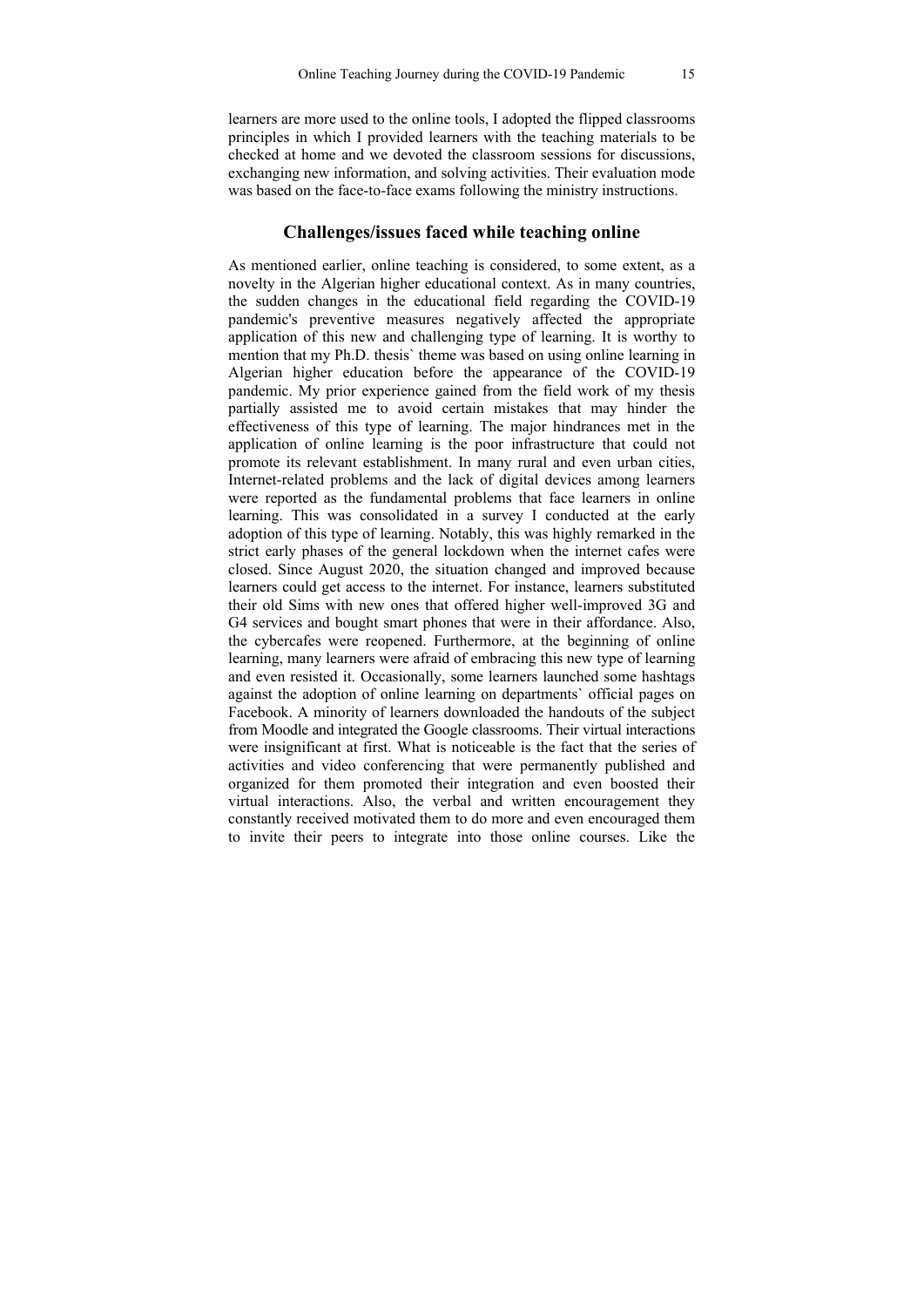learners are more used to the online tools, I adopted the flipped classrooms principles in which I provided learners with the teaching materials to be checked at home and we devoted the classroom sessions for discussions, exchanging new information, and solving activities. Their evaluation mode was based on the face-to-face exams following the ministry instructions.

## Challenges/issues faced while teaching online

As mentioned earlier, online teaching is considered, to some extent, as a novelty in the Algerian higher educational context. As in many countries, the sudden changes in the educational field regarding the COVID-19 pandemic's preventive measures negatively affected the appropriate application of this new and challenging type of learning. It is worthy to mention that my Ph.D. thesis` theme was based on using online learning in Algerian higher education before the appearance of the COVID-19 pandemic. My prior experience gained from the field work of my thesis partially assisted me to avoid certain mistakes that may hinder the effectiveness of this type of learning. The major hindrances met in the application of online learning is the poor infrastructure that could not promote its relevant establishment. In many rural and even urban cities, Internet-related problems and the lack of digital devices among learners were reported as the fundamental problems that face learners in online learning. This was consolidated in a survey I conducted at the early adoption of this type of learning. Notably, this was highly remarked in the strict early phases of the general lockdown when the internet cafes were closed. Since August 2020, the situation changed and improved because learners could get access to the internet. For instance, learners substituted their old Sims with new ones that offered higher well-improved 3G and G4 services and bought smart phones that were in their affordance. Also, the cybercafes were reopened. Furthermore, at the beginning of online learning, many learners were afraid of embracing this new type of learning and even resisted it. Occasionally, some learners launched some hashtags against the adoption of online learning on departments` official pages on Facebook. A minority of learners downloaded the handouts of the subject from Moodle and integrated the Google classrooms. Their virtual interactions were insignificant at first. What is noticeable is the fact that the series of activities and video conferencing that were permanently published and organized for them promoted their integration and even boosted their virtual interactions. Also, the verbal and written encouragement they constantly received motivated them to do more and even encouraged them to invite their peers to integrate into those online courses. Like the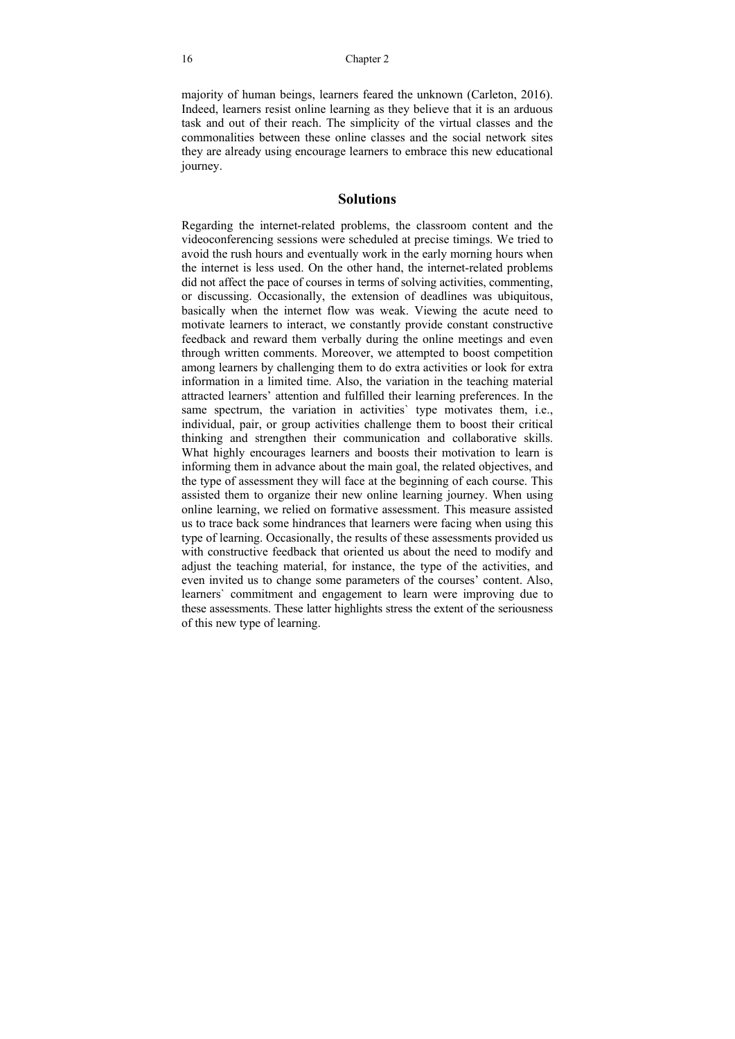majority of human beings, learners feared the unknown (Carleton, 2016). Indeed, learners resist online learning as they believe that it is an arduous task and out of their reach. The simplicity of the virtual classes and the commonalities between these online classes and the social network sites they are already using encourage learners to embrace this new educational journey.

## Solutions

Regarding the internet-related problems, the classroom content and the videoconferencing sessions were scheduled at precise timings. We tried to avoid the rush hours and eventually work in the early morning hours when the internet is less used. On the other hand, the internet-related problems did not affect the pace of courses in terms of solving activities, commenting, or discussing. Occasionally, the extension of deadlines was ubiquitous, basically when the internet flow was weak. Viewing the acute need to motivate learners to interact, we constantly provide constant constructive feedback and reward them verbally during the online meetings and even through written comments. Moreover, we attempted to boost competition among learners by challenging them to do extra activities or look for extra information in a limited time. Also, the variation in the teaching material attracted learners' attention and fulfilled their learning preferences. In the same spectrum, the variation in activities` type motivates them, i.e., individual, pair, or group activities challenge them to boost their critical thinking and strengthen their communication and collaborative skills. What highly encourages learners and boosts their motivation to learn is informing them in advance about the main goal, the related objectives, and the type of assessment they will face at the beginning of each course. This assisted them to organize their new online learning journey. When using online learning, we relied on formative assessment. This measure assisted us to trace back some hindrances that learners were facing when using this type of learning. Occasionally, the results of these assessments provided us with constructive feedback that oriented us about the need to modify and adjust the teaching material, for instance, the type of the activities, and even invited us to change some parameters of the courses' content. Also, learners` commitment and engagement to learn were improving due to these assessments. These latter highlights stress the extent of the seriousness of this new type of learning.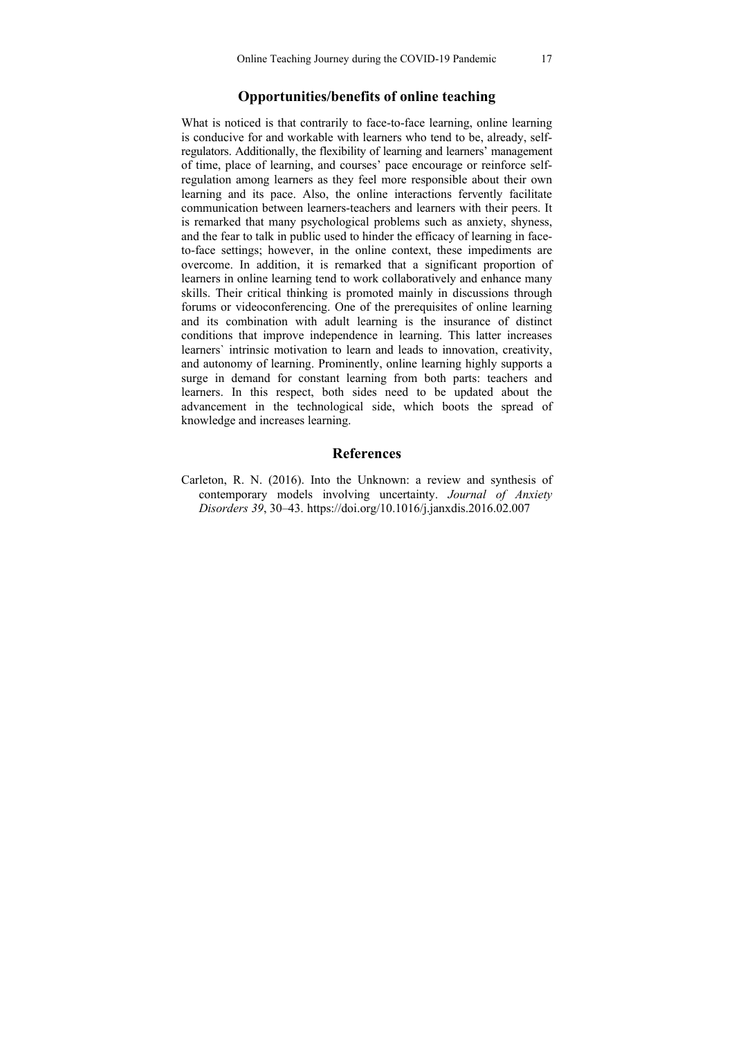## Opportunities/benefits of online teaching

What is noticed is that contrarily to face-to-face learning, online learning is conducive for and workable with learners who tend to be, already, self-regulators. Additionally, the flexibility of learning and learners' management of time, place of learning, and courses' pace encourage or reinforce self-regulation among learners as they feel more responsible about their own learning and its pace. Also, the online interactions fervently facilitate communication between learners-teachers and learners with their peers. It is remarked that many psychological problems such as anxiety, shyness, and the fear to talk in public used to hinder the efficacy of learning in face-to-face settings; however, in the online context, these impediments are overcome. In addition, it is remarked that a significant proportion of learners in online learning tend to work collaboratively and enhance many skills. Their critical thinking is promoted mainly in discussions through forums or videoconferencing. One of the prerequisites of online learning and its combination with adult learning is the insurance of distinct conditions that improve independence in learning. This latter increases learners` intrinsic motivation to learn and leads to innovation, creativity, and autonomy of learning. Prominently, online learning highly supports a surge in demand for constant learning from both parts: teachers and learners. In this respect, both sides need to be updated about the advancement in the technological side, which boots the spread of knowledge and increases learning.

## References

Carleton, R. N. (2016). Into the Unknown: a review and synthesis of contemporary models involving uncertainty. *Journal of Anxiety Disorders 39*, 30–43. https://doi.org/10.1016/j.janxdis.2016.02.007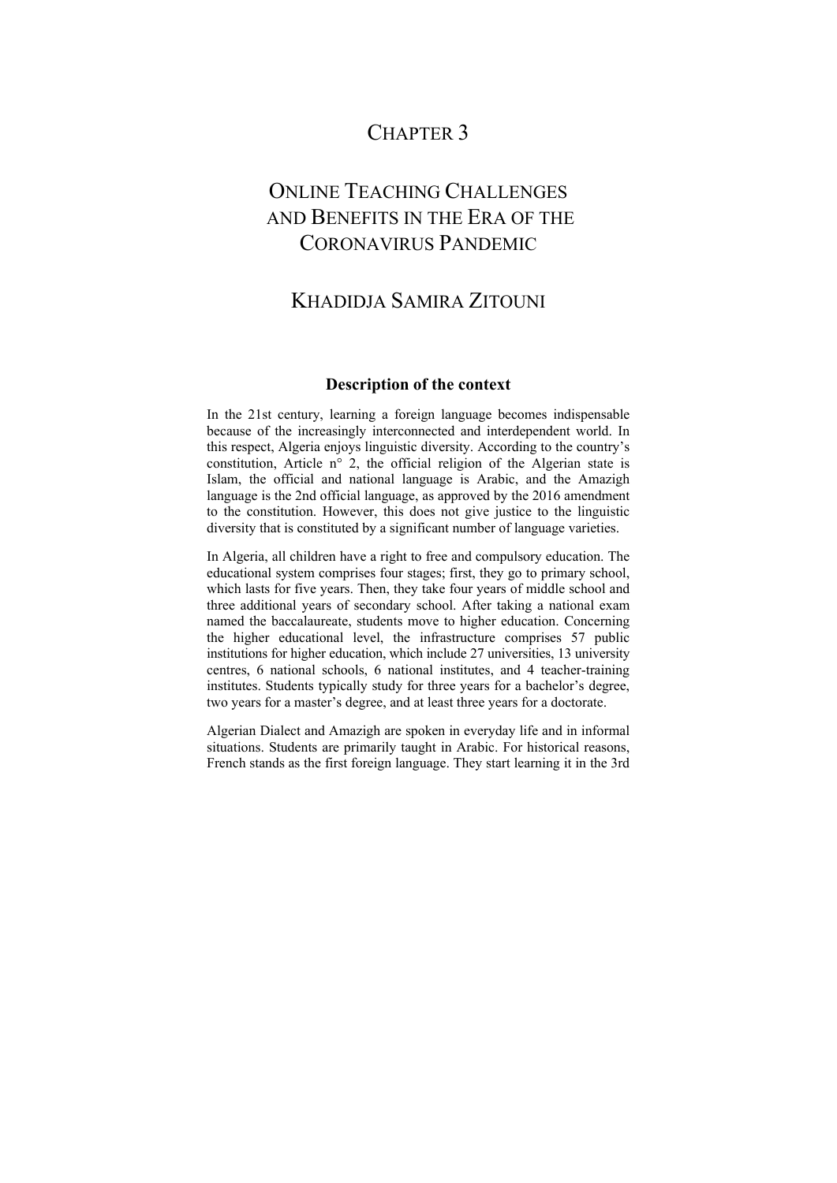# CHAPTER 3

# ONLINE TEACHING CHALLENGES AND BENEFITS IN THE ERA OF THE CORONAVIRUS PANDEMIC

## KHADIDJA SAMIRA ZITOUNI

### Description of the context

In the 21st century, learning a foreign language becomes indispensable because of the increasingly interconnected and interdependent world. In this respect, Algeria enjoys linguistic diversity. According to the country's constitution, Article n° 2, the official religion of the Algerian state is Islam, the official and national language is Arabic, and the Amazigh language is the 2nd official language, as approved by the 2016 amendment to the constitution. However, this does not give justice to the linguistic diversity that is constituted by a significant number of language varieties.

In Algeria, all children have a right to free and compulsory education. The educational system comprises four stages; first, they go to primary school, which lasts for five years. Then, they take four years of middle school and three additional years of secondary school. After taking a national exam named the baccalaureate, students move to higher education. Concerning the higher educational level, the infrastructure comprises 57 public institutions for higher education, which include 27 universities, 13 university centres, 6 national schools, 6 national institutes, and 4 teacher-training institutes. Students typically study for three years for a bachelor's degree, two years for a master's degree, and at least three years for a doctorate.

Algerian Dialect and Amazigh are spoken in everyday life and in informal situations. Students are primarily taught in Arabic. For historical reasons, French stands as the first foreign language. They start learning it in the 3rd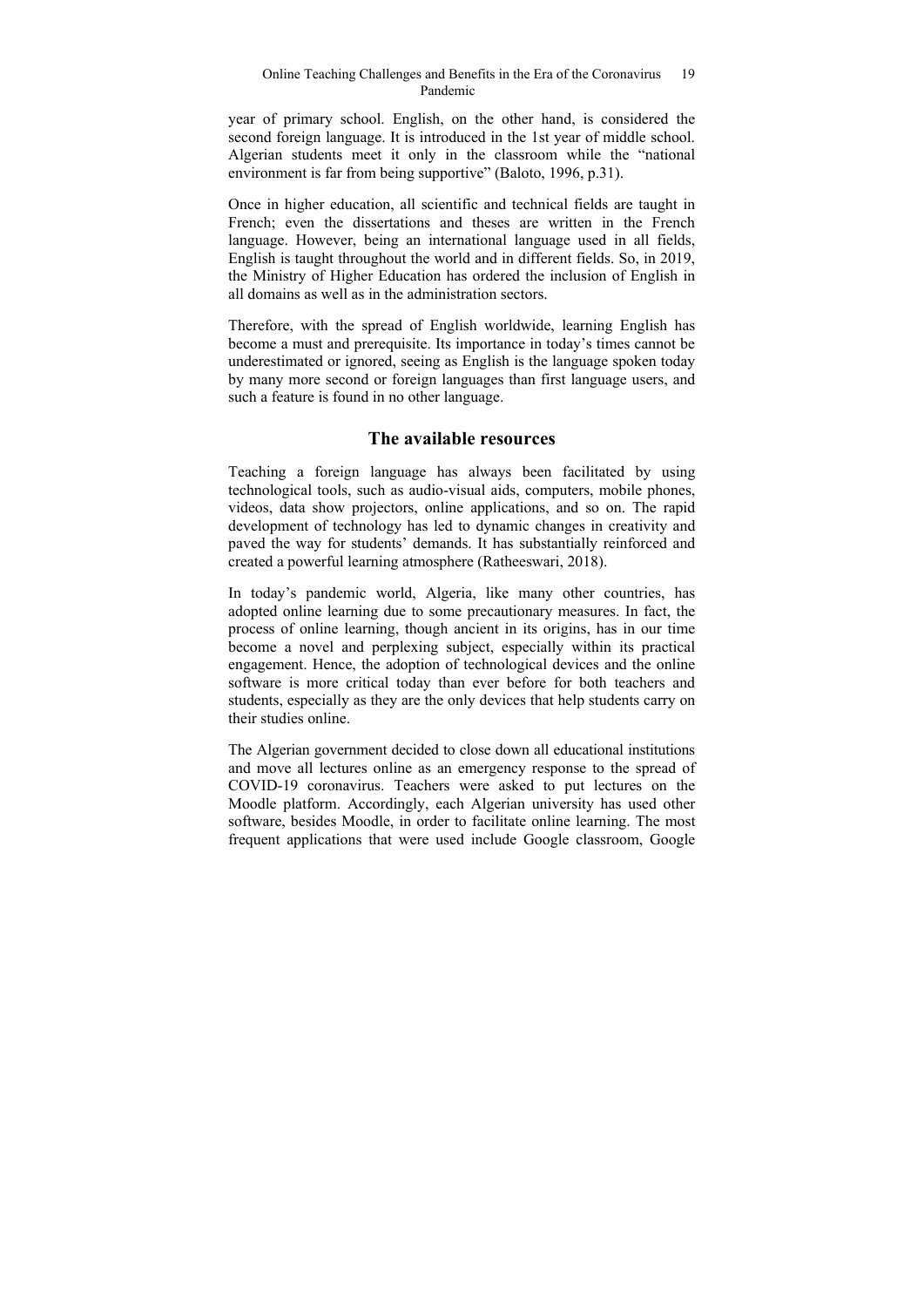year of primary school. English, on the other hand, is considered the second foreign language. It is introduced in the 1st year of middle school. Algerian students meet it only in the classroom while the "national environment is far from being supportive" (Baloto, 1996, p.31).

Once in higher education, all scientific and technical fields are taught in French; even the dissertations and theses are written in the French language. However, being an international language used in all fields, English is taught throughout the world and in different fields. So, in 2019, the Ministry of Higher Education has ordered the inclusion of English in all domains as well as in the administration sectors.

Therefore, with the spread of English worldwide, learning English has become a must and prerequisite. Its importance in today's times cannot be underestimated or ignored, seeing as English is the language spoken today by many more second or foreign languages than first language users, and such a feature is found in no other language.

## The available resources

Teaching a foreign language has always been facilitated by using technological tools, such as audio-visual aids, computers, mobile phones, videos, data show projectors, online applications, and so on. The rapid development of technology has led to dynamic changes in creativity and paved the way for students' demands. It has substantially reinforced and created a powerful learning atmosphere (Ratheeswari, 2018).

In today's pandemic world, Algeria, like many other countries, has adopted online learning due to some precautionary measures. In fact, the process of online learning, though ancient in its origins, has in our time become a novel and perplexing subject, especially within its practical engagement. Hence, the adoption of technological devices and the online software is more critical today than ever before for both teachers and students, especially as they are the only devices that help students carry on their studies online.

The Algerian government decided to close down all educational institutions and move all lectures online as an emergency response to the spread of COVID-19 coronavirus. Teachers were asked to put lectures on the Moodle platform. Accordingly, each Algerian university has used other software, besides Moodle, in order to facilitate online learning. The most frequent applications that were used include Google classroom, Google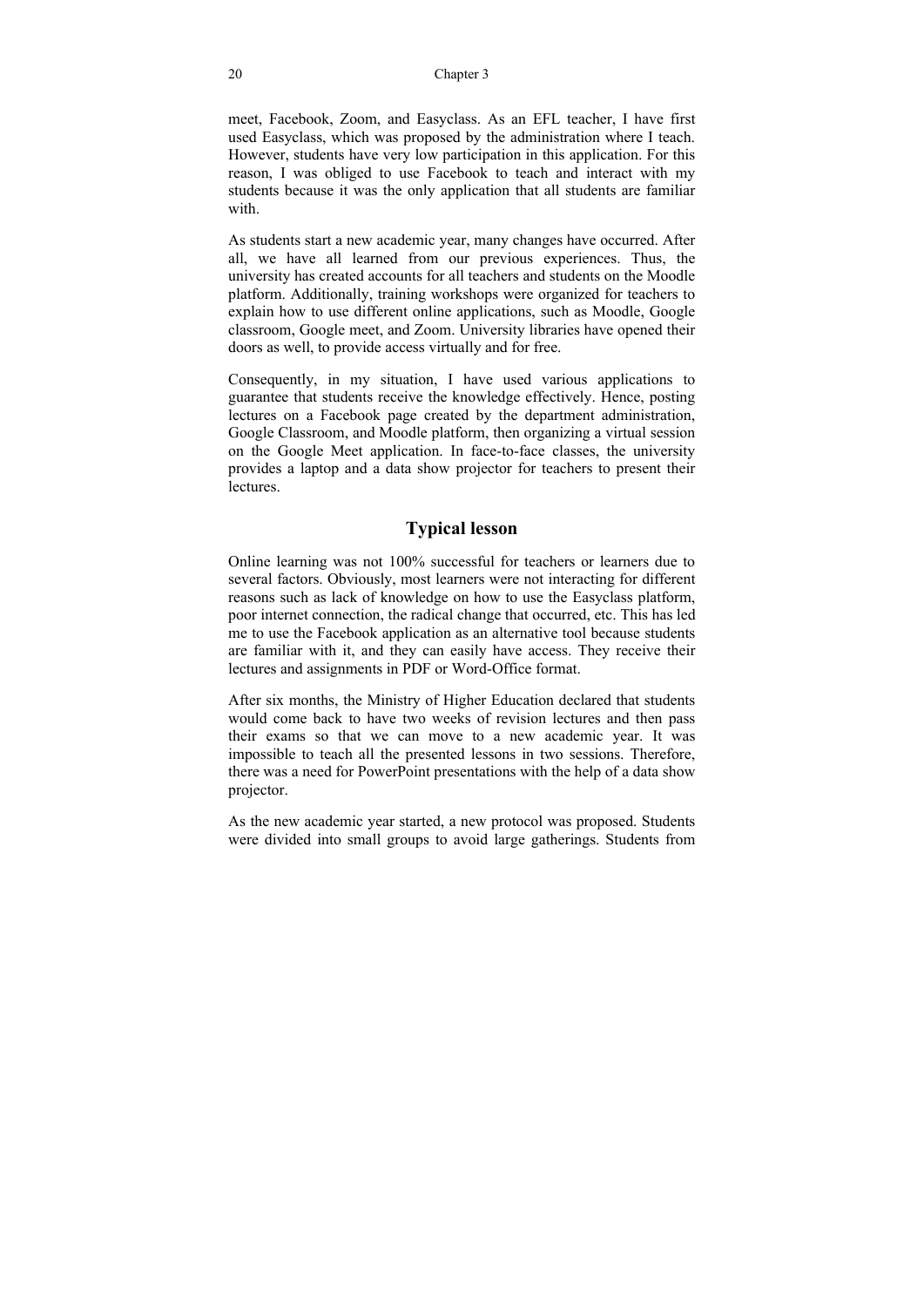meet, Facebook, Zoom, and Easyclass. As an EFL teacher, I have first used Easyclass, which was proposed by the administration where I teach. However, students have very low participation in this application. For this reason, I was obliged to use Facebook to teach and interact with my students because it was the only application that all students are familiar with.

As students start a new academic year, many changes have occurred. After all, we have all learned from our previous experiences. Thus, the university has created accounts for all teachers and students on the Moodle platform. Additionally, training workshops were organized for teachers to explain how to use different online applications, such as Moodle, Google classroom, Google meet, and Zoom. University libraries have opened their doors as well, to provide access virtually and for free.

Consequently, in my situation, I have used various applications to guarantee that students receive the knowledge effectively. Hence, posting lectures on a Facebook page created by the department administration, Google Classroom, and Moodle platform, then organizing a virtual session on the Google Meet application. In face-to-face classes, the university provides a laptop and a data show projector for teachers to present their lectures.

## Typical lesson

Online learning was not 100% successful for teachers or learners due to several factors. Obviously, most learners were not interacting for different reasons such as lack of knowledge on how to use the Easyclass platform, poor internet connection, the radical change that occurred, etc. This has led me to use the Facebook application as an alternative tool because students are familiar with it, and they can easily have access. They receive their lectures and assignments in PDF or Word-Office format.

After six months, the Ministry of Higher Education declared that students would come back to have two weeks of revision lectures and then pass their exams so that we can move to a new academic year. It was impossible to teach all the presented lessons in two sessions. Therefore, there was a need for PowerPoint presentations with the help of a data show projector.

As the new academic year started, a new protocol was proposed. Students were divided into small groups to avoid large gatherings. Students from